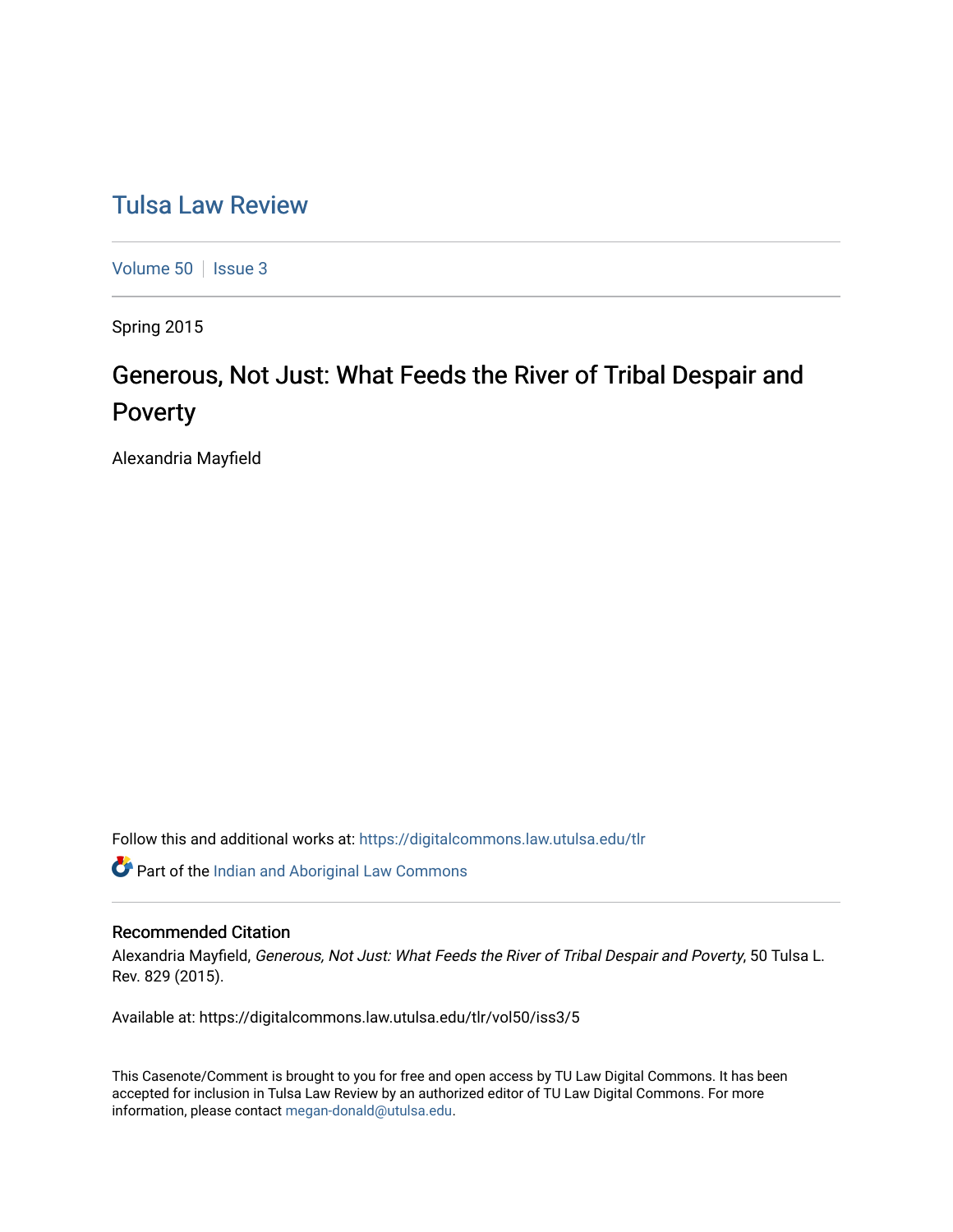# Tulsa Law Review

Volume 50 | Issue 3

Spring 2015

## Generous, Not Just: What Feeds the River of Tribal Despair and Poverty

Alexandria Mayfield

Follow this and additional works at: https://digitalcommons.law.utulsa.edu/tlr

Part of the Indian and Aboriginal Law Commons

### Recommended Citation

Alexandria Mayfield, *Generous, Not Just: What Feeds the River of Tribal Despair and Poverty*, 50 Tulsa L. Rev. 829 (2015).

Available at: https://digitalcommons.law.utulsa.edu/tlr/vol50/iss3/5

This Casenote/Comment is brought to you for free and open access by TU Law Digital Commons. It has been accepted for inclusion in Tulsa Law Review by an authorized editor of TU Law Digital Commons. For more information, please contact megan-donald@utulsa.edu.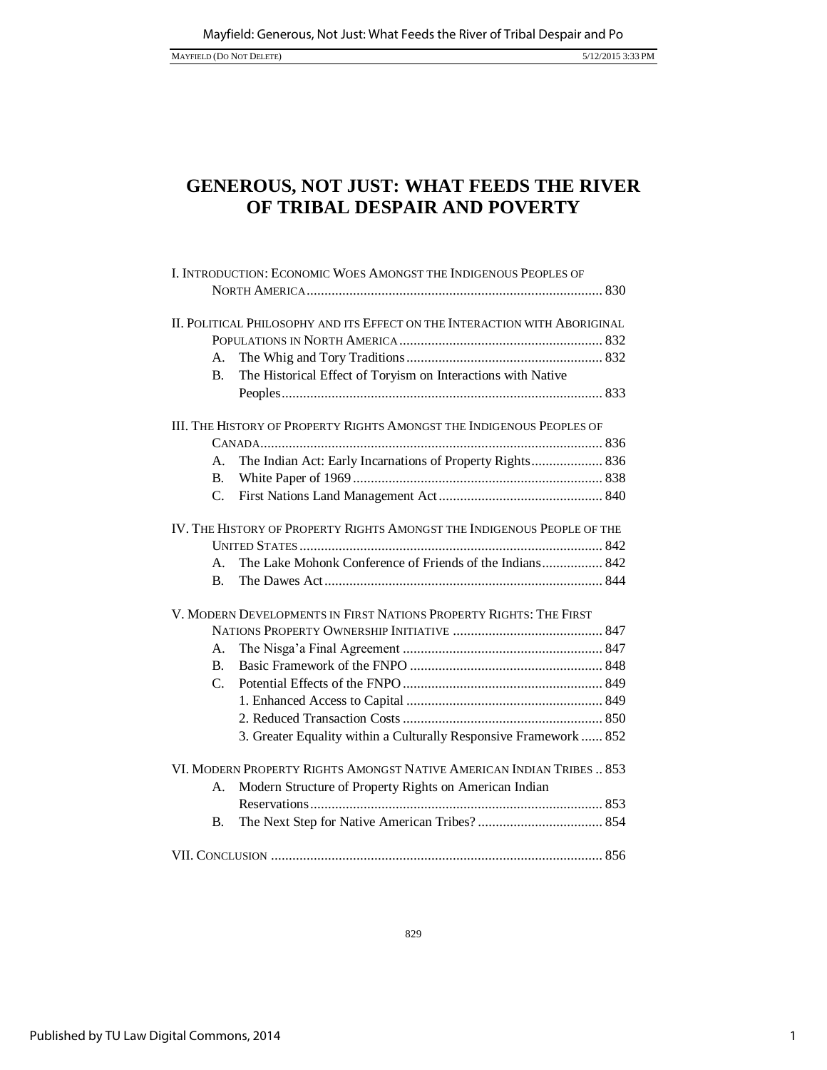# GENEROUS, NOT JUST: WHAT FEEDS THE RIVER OF TRIBAL DESPAIR AND POVERTY

I. INTRODUCTION: ECONOMIC WOES AMONGST THE INDIGENOUS PEOPLES OF NORTH AMERICA .......... 830

II. POLITICAL PHILOSOPHY AND ITS EFFECT ON THE INTERACTION WITH ABORIGINAL POPULATIONS IN NORTH AMERICA .......... 832
- A. The Whig and Tory Traditions .......... 832
- B. The Historical Effect of Toryism on Interactions with Native Peoples .......... 833

III. THE HISTORY OF PROPERTY RIGHTS AMONGST THE INDIGENOUS PEOPLES OF CANADA .......... 836
- A. The Indian Act: Early Incarnations of Property Rights .......... 836
- B. White Paper of 1969 .......... 838
- C. First Nations Land Management Act .......... 840

IV. THE HISTORY OF PROPERTY RIGHTS AMONGST THE INDIGENOUS PEOPLE OF THE UNITED STATES .......... 842
- A. The Lake Mohonk Conference of Friends of the Indians .......... 842
- B. The Dawes Act .......... 844

V. MODERN DEVELOPMENTS IN FIRST NATIONS PROPERTY RIGHTS: THE FIRST NATIONS PROPERTY OWNERSHIP INITIATIVE .......... 847
- A. The Nisga'a Final Agreement .......... 847
- B. Basic Framework of the FNPO .......... 848
- C. Potential Effects of the FNPO .......... 849
  - 1. Enhanced Access to Capital .......... 849
  - 2. Reduced Transaction Costs .......... 850
  - 3. Greater Equality within a Culturally Responsive Framework .......... 852

VI. MODERN PROPERTY RIGHTS AMONGST NATIVE AMERICAN INDIAN TRIBES .. 853
- A. Modern Structure of Property Rights on American Indian Reservations .......... 853
- B. The Next Step for Native American Tribes? .......... 854

VII. CONCLUSION .......... 856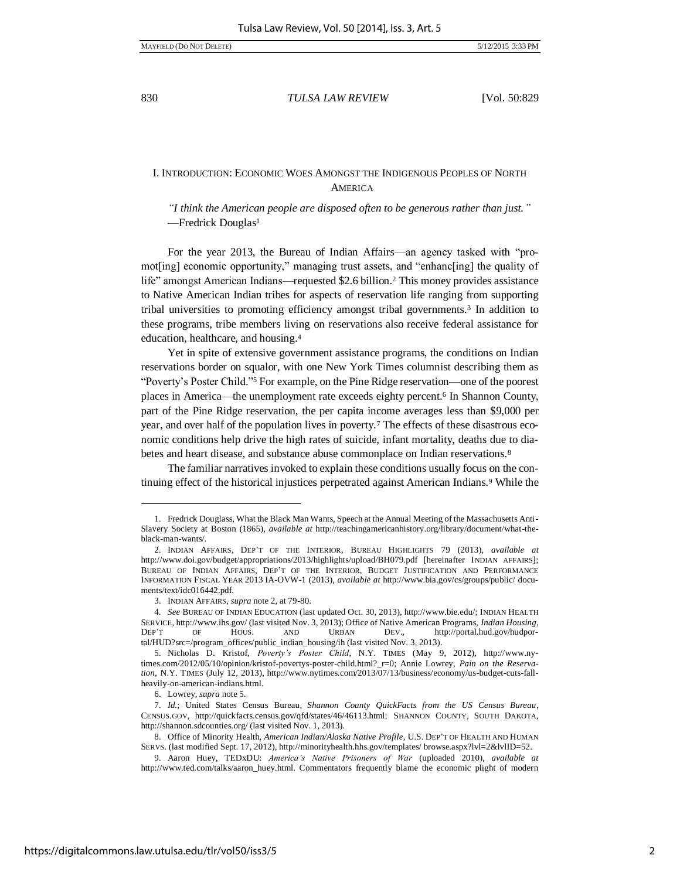## I. Introduction: Economic Woes Amongst the Indigenous Peoples of North America

*"I think the American people are disposed often to be generous rather than just."* —Fredrick Douglas[1]

For the year 2013, the Bureau of Indian Affairs—an agency tasked with "promot[ing] economic opportunity," managing trust assets, and "enhanc[ing] the quality of life" amongst American Indians—requested $2.6 billion.[2] This money provides assistance to Native American Indian tribes for aspects of reservation life ranging from supporting tribal universities to promoting efficiency amongst tribal governments.[3] In addition to these programs, tribe members living on reservations also receive federal assistance for education, healthcare, and housing.[4]

Yet in spite of extensive government assistance programs, the conditions on Indian reservations border on squalor, with one New York Times columnist describing them as "Poverty's Poster Child."[5] For example, on the Pine Ridge reservation—one of the poorest places in America—the unemployment rate exceeds eighty percent.[6] In Shannon County, part of the Pine Ridge reservation, the per capita income averages less than $9,000 per year, and over half of the population lives in poverty.[7] The effects of these disastrous economic conditions help drive the high rates of suicide, infant mortality, deaths due to diabetes and heart disease, and substance abuse commonplace on Indian reservations.[8]

The familiar narratives invoked to explain these conditions usually focus on the continuing effect of the historical injustices perpetrated against American Indians.[9] While the

---

1. Fredrick Douglass, What the Black Man Wants, Speech at the Annual Meeting of the Massachusetts Anti-Slavery Society at Boston (1865), *available at* http://teachingamericanhistory.org/library/document/what-the-black-man-wants/.

2. Indian Affairs, Dep't of the Interior, Bureau Highlights 79 (2013), *available at* http://www.doi.gov/budget/appropriations/2013/highlights/upload/BH079.pdf [hereinafter Indian Affairs]; Bureau of Indian Affairs, Dep't of the Interior, Budget Justification and Performance Information Fiscal Year 2013 IA-OVW-1 (2013), *available at* http://www.bia.gov/cs/groups/public/documents/text/idc016442.pdf.

3. Indian Affairs, *supra* note 2, at 79-80.

4. *See* Bureau of Indian Education (last updated Oct. 30, 2013), http://www.bie.edu/; Indian Health Service, http://www.ihs.gov/ (last visited Nov. 3, 2013); Office of Native American Programs, *Indian Housing*, Dep't of Hous. and Urban Dev., http://portal.hud.gov/hudportal/HUD?src=/program_offices/public_indian_housing/ih (last visited Nov. 3, 2013).

5. Nicholas D. Kristof, *Poverty's Poster Child*, N.Y. Times (May 9, 2012), http://www.nytimes.com/2012/05/10/opinion/kristof-povertys-poster-child.html?_r=0; Annie Lowrey, *Pain on the Reservation*, N.Y. Times (July 12, 2013), http://www.nytimes.com/2013/07/13/business/economy/us-budget-cuts-fall-heavily-on-american-indians.html.

6. Lowrey, *supra* note 5.

7. *Id.*; United States Census Bureau, *Shannon County QuickFacts from the US Census Bureau*, Census.gov, http://quickfacts.census.gov/qfd/states/46/46113.html; Shannon County, South Dakota, http://shannon.sdcounties.org/ (last visited Nov. 1, 2013).

8. Office of Minority Health, *American Indian/Alaska Native Profile*, U.S. Dep't of Health and Human Servs. (last modified Sept. 17, 2012), http://minorityhealth.hhs.gov/templates/ browse.aspx?lvl=2&lvlID=52.

9. Aaron Huey, TEDxDU: *America's Native Prisoners of War* (uploaded 2010), *available at* http://www.ted.com/talks/aaron_huey.html. Commentators frequently blame the economic plight of modern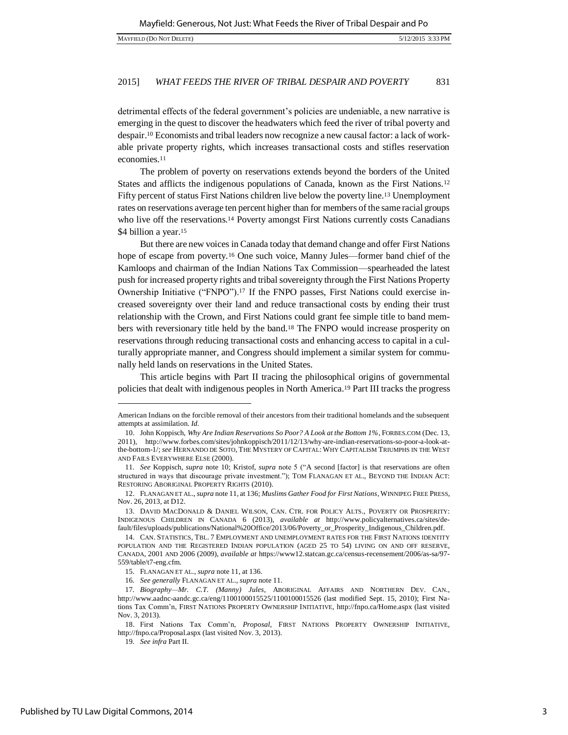detrimental effects of the federal government's policies are undeniable, a new narrative is emerging in the quest to discover the headwaters which feed the river of tribal poverty and despair.[10] Economists and tribal leaders now recognize a new causal factor: a lack of workable private property rights, which increases transactional costs and stifles reservation economies.[11]

The problem of poverty on reservations extends beyond the borders of the United States and afflicts the indigenous populations of Canada, known as the First Nations.[12] Fifty percent of status First Nations children live below the poverty line.[13] Unemployment rates on reservations average ten percent higher than for members of the same racial groups who live off the reservations.[14] Poverty amongst First Nations currently costs Canadians $4 billion a year.[15]

But there are new voices in Canada today that demand change and offer First Nations hope of escape from poverty.[16] One such voice, Manny Jules—former band chief of the Kamloops and chairman of the Indian Nations Tax Commission—spearheaded the latest push for increased property rights and tribal sovereignty through the First Nations Property Ownership Initiative ("FNPO").[17] If the FNPO passes, First Nations could exercise increased sovereignty over their land and reduce transactional costs by ending their trust relationship with the Crown, and First Nations could grant fee simple title to band members with reversionary title held by the band.[18] The FNPO would increase prosperity on reservations through reducing transactional costs and enhancing access to capital in a culturally appropriate manner, and Congress should implement a similar system for communally held lands on reservations in the United States.

This article begins with Part II tracing the philosophical origins of governmental policies that dealt with indigenous peoples in North America.[19] Part III tracks the progress

---

American Indians on the forcible removal of their ancestors from their traditional homelands and the subsequent attempts at assimilation. *Id.*

10. John Koppisch, *Why Are Indian Reservations So Poor? A Look at the Bottom 1%*, FORBES.COM (Dec. 13, 2011), http://www.forbes.com/sites/johnkoppisch/2011/12/13/why-are-indian-reservations-so-poor-a-look-at-the-bottom-1/; *see* HERNANDO DE SOTO, THE MYSTERY OF CAPITAL: WHY CAPITALISM TRIUMPHS IN THE WEST AND FAILS EVERYWHERE ELSE (2000).

11. *See* Koppisch, *supra* note 10; Kristof, *supra* note 5 ("A second [factor] is that reservations are often structured in ways that discourage private investment."); TOM FLANAGAN ET AL., BEYOND THE INDIAN ACT: RESTORING ABORIGINAL PROPERTY RIGHTS (2010).

12. FLANAGAN ET AL., *supra* note 11, at 136; *Muslims Gather Food for First Nations*, WINNIPEG FREE PRESS, Nov. 26, 2013, at D12.

13. DAVID MACDONALD & DANIEL WILSON, CAN. CTR. FOR POLICY ALTS., POVERTY OR PROSPERITY: INDIGENOUS CHILDREN IN CANADA 6 (2013), *available at* http://www.policyalternatives.ca/sites/default/files/uploads/publications/National%20Office/2013/06/Poverty_or_Prosperity_Indigenous_Children.pdf.

14. CAN. STATISTICS, TBL. 7 EMPLOYMENT AND UNEMPLOYMENT RATES FOR THE FIRST NATIONS IDENTITY POPULATION AND THE REGISTERED INDIAN POPULATION (AGED 25 TO 54) LIVING ON AND OFF RESERVE, CANADA, 2001 AND 2006 (2009), *available at* https://www12.statcan.gc.ca/census-recensement/2006/as-sa/97-559/table/t7-eng.cfm.

15. FLANAGAN ET AL., *supra* note 11, at 136.

16. *See generally* FLANAGAN ET AL., *supra* note 11.

17. *Biography—Mr. C.T. (Manny) Jules*, ABORIGINAL AFFAIRS AND NORTHERN DEV. CAN., http://www.aadnc-aandc.gc.ca/eng/1100100015525/1100100015526 (last modified Sept. 15, 2010); First Nations Tax Comm'n, FIRST NATIONS PROPERTY OWNERSHIP INITIATIVE, http://fnpo.ca/Home.aspx (last visited Nov. 3, 2013).

18. First Nations Tax Comm'n, *Proposal*, FIRST NATIONS PROPERTY OWNERSHIP INITIATIVE, http://fnpo.ca/Proposal.aspx (last visited Nov. 3, 2013).

19. *See infra* Part II.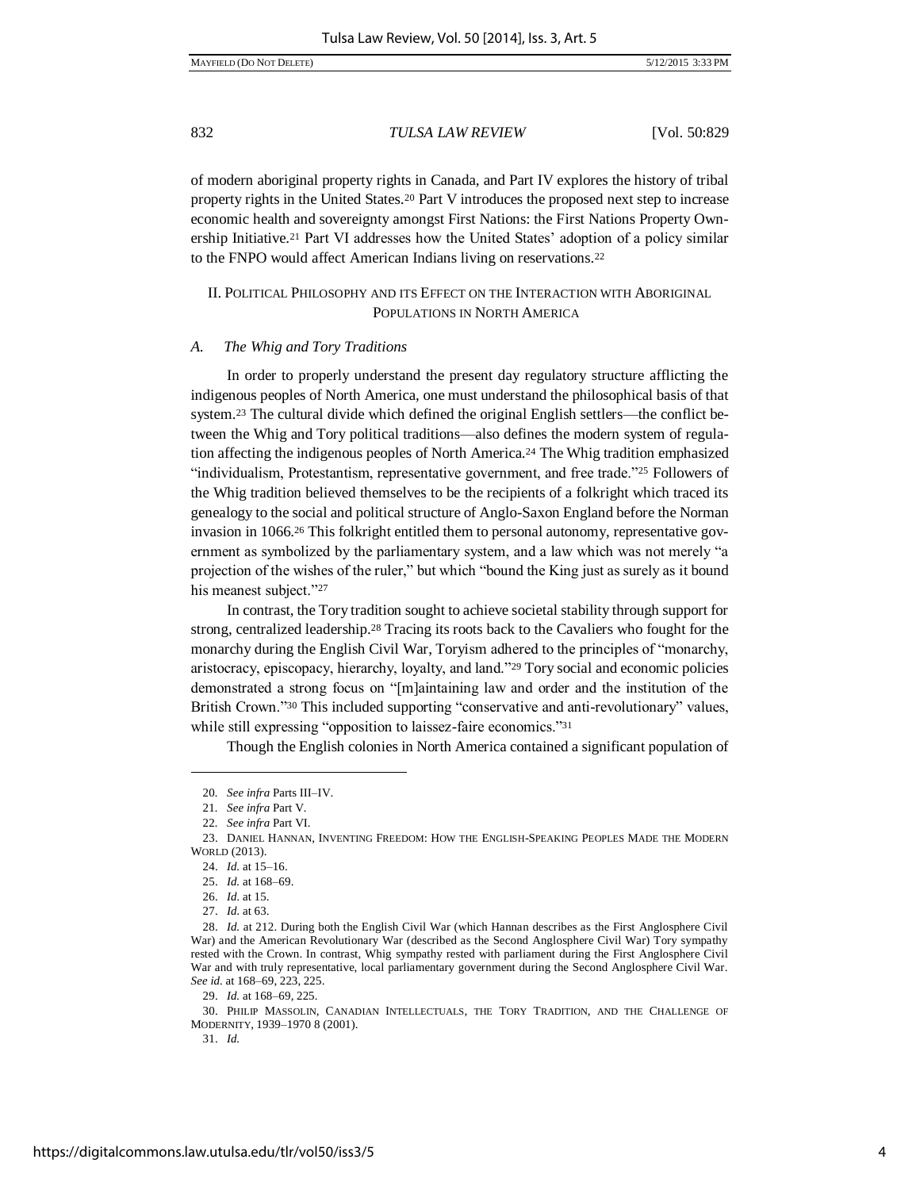of modern aboriginal property rights in Canada, and Part IV explores the history of tribal property rights in the United States.[20] Part V introduces the proposed next step to increase economic health and sovereignty amongst First Nations: the First Nations Property Ownership Initiative.[21] Part VI addresses how the United States' adoption of a policy similar to the FNPO would affect American Indians living on reservations.[22]

## II. Political Philosophy and its Effect on the Interaction with Aboriginal Populations in North America

### *A. The Whig and Tory Traditions*

In order to properly understand the present day regulatory structure afflicting the indigenous peoples of North America, one must understand the philosophical basis of that system.[23] The cultural divide which defined the original English settlers—the conflict between the Whig and Tory political traditions—also defines the modern system of regulation affecting the indigenous peoples of North America.[24] The Whig tradition emphasized "individualism, Protestantism, representative government, and free trade."[25] Followers of the Whig tradition believed themselves to be the recipients of a folkright which traced its genealogy to the social and political structure of Anglo-Saxon England before the Norman invasion in 1066.[26] This folkright entitled them to personal autonomy, representative government as symbolized by the parliamentary system, and a law which was not merely "a projection of the wishes of the ruler," but which "bound the King just as surely as it bound his meanest subject."[27]

In contrast, the Tory tradition sought to achieve societal stability through support for strong, centralized leadership.[28] Tracing its roots back to the Cavaliers who fought for the monarchy during the English Civil War, Toryism adhered to the principles of "monarchy, aristocracy, episcopacy, hierarchy, loyalty, and land."[29] Tory social and economic policies demonstrated a strong focus on "[m]aintaining law and order and the institution of the British Crown."[30] This included supporting "conservative and anti-revolutionary" values, while still expressing "opposition to laissez-faire economics."[31]

Though the English colonies in North America contained a significant population of

---

20. *See infra* Parts III–IV.

21. *See infra* Part V.

22. *See infra* Part VI.

23. Daniel Hannan, Inventing Freedom: How the English-Speaking Peoples Made the Modern World (2013).

24. *Id.* at 15–16.

25. *Id.* at 168–69.

26. *Id.* at 15.

27. *Id.* at 63.

28. *Id.* at 212. During both the English Civil War (which Hannan describes as the First Anglosphere Civil War) and the American Revolutionary War (described as the Second Anglosphere Civil War) Tory sympathy rested with the Crown. In contrast, Whig sympathy rested with parliament during the First Anglosphere Civil War and with truly representative, local parliamentary government during the Second Anglosphere Civil War. *See id.* at 168–69, 223, 225.

29. *Id.* at 168–69, 225.

30. Philip Massolin, Canadian Intellectuals, the Tory Tradition, and the Challenge of Modernity, 1939–1970 8 (2001).

31. *Id.*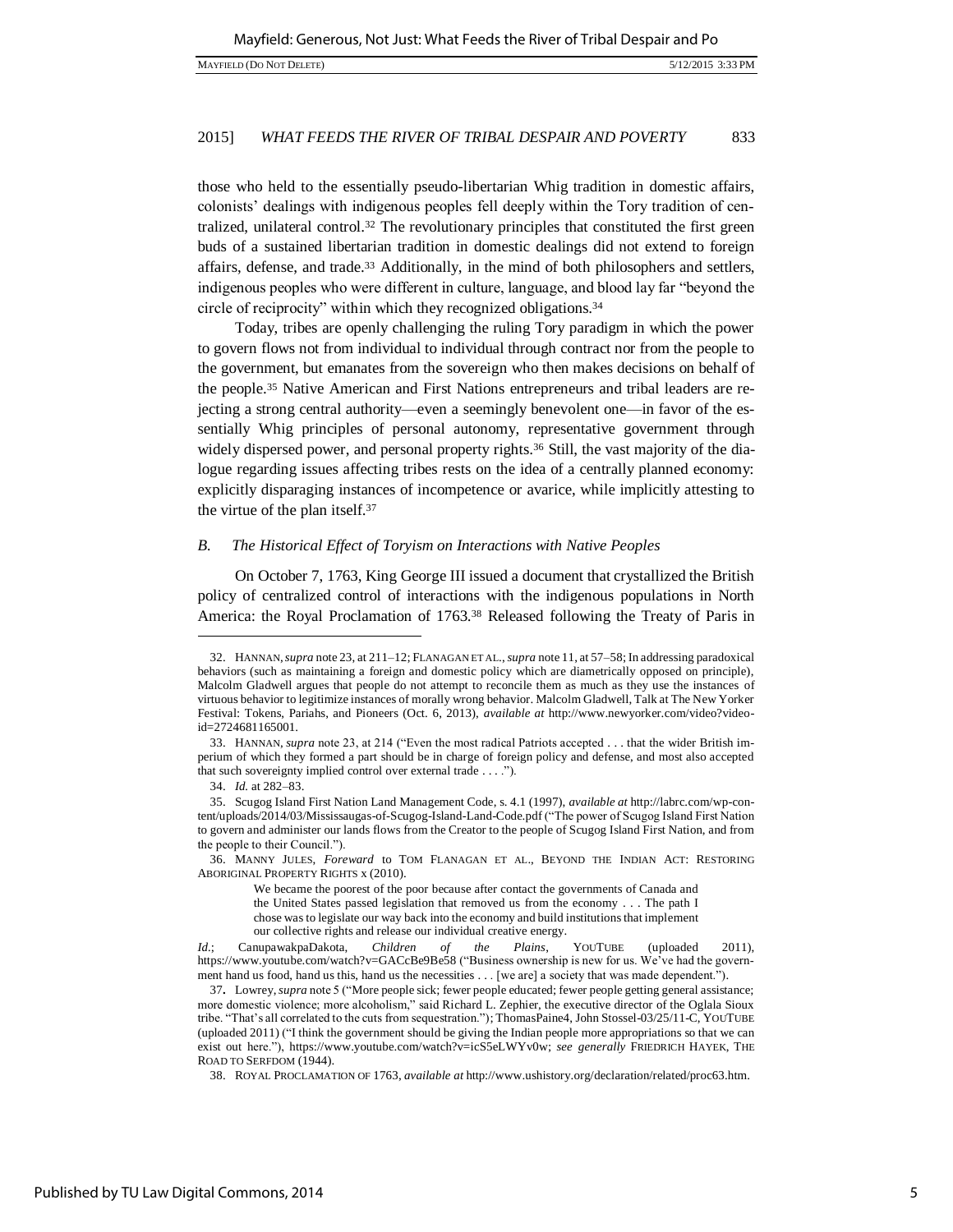those who held to the essentially pseudo-libertarian Whig tradition in domestic affairs, colonists' dealings with indigenous peoples fell deeply within the Tory tradition of centralized, unilateral control.[32] The revolutionary principles that constituted the first green buds of a sustained libertarian tradition in domestic dealings did not extend to foreign affairs, defense, and trade.[33] Additionally, in the mind of both philosophers and settlers, indigenous peoples who were different in culture, language, and blood lay far "beyond the circle of reciprocity" within which they recognized obligations.[34]

Today, tribes are openly challenging the ruling Tory paradigm in which the power to govern flows not from individual to individual through contract nor from the people to the government, but emanates from the sovereign who then makes decisions on behalf of the people.[35] Native American and First Nations entrepreneurs and tribal leaders are rejecting a strong central authority—even a seemingly benevolent one—in favor of the essentially Whig principles of personal autonomy, representative government through widely dispersed power, and personal property rights.[36] Still, the vast majority of the dialogue regarding issues affecting tribes rests on the idea of a centrally planned economy: explicitly disparaging instances of incompetence or avarice, while implicitly attesting to the virtue of the plan itself.[37]

### *B. The Historical Effect of Toryism on Interactions with Native Peoples*

On October 7, 1763, King George III issued a document that crystallized the British policy of centralized control of interactions with the indigenous populations in North America: the Royal Proclamation of 1763.[38] Released following the Treaty of Paris in

---

32. HANNAN, *supra* note 23, at 211–12; FLANAGAN ET AL., *supra* note 11, at 57–58; In addressing paradoxical behaviors (such as maintaining a foreign and domestic policy which are diametrically opposed on principle), Malcolm Gladwell argues that people do not attempt to reconcile them as much as they use the instances of virtuous behavior to legitimize instances of morally wrong behavior. Malcolm Gladwell, Talk at The New Yorker Festival: Tokens, Pariahs, and Pioneers (Oct. 6, 2013), *available at* http://www.newyorker.com/video?videoid=2724681165001.

33. HANNAN, *supra* note 23, at 214 ("Even the most radical Patriots accepted . . . that the wider British imperium of which they formed a part should be in charge of foreign policy and defense, and most also accepted that such sovereignty implied control over external trade . . . .").

34. *Id.* at 282–83.

35. Scugog Island First Nation Land Management Code, s. 4.1 (1997), *available at* http://labrc.com/wp-content/uploads/2014/03/Mississaugas-of-Scugog-Island-Land-Code.pdf ("The power of Scugog Island First Nation to govern and administer our lands flows from the Creator to the people of Scugog Island First Nation, and from the people to their Council.").

36. MANNY JULES, *Foreward* to TOM FLANAGAN ET AL., BEYOND THE INDIAN ACT: RESTORING ABORIGINAL PROPERTY RIGHTS x (2010).

> We became the poorest of the poor because after contact the governments of Canada and the United States passed legislation that removed us from the economy . . . The path I chose was to legislate our way back into the economy and build institutions that implement our collective rights and release our individual creative energy.

*Id.*; CanupawakpaDakota, *Children of the Plains*, YOUTUBE (uploaded 2011), https://www.youtube.com/watch?v=GACcBe9Be58 ("Business ownership is new for us. We've had the government hand us food, hand us this, hand us the necessities . . . [we are] a society that was made dependent.").

37. Lowrey, *supra* note 5 ("More people sick; fewer people educated; fewer people getting general assistance; more domestic violence; more alcoholism," said Richard L. Zephier, the executive director of the Oglala Sioux tribe. "That's all correlated to the cuts from sequestration."); ThomasPaine4, John Stossel-03/25/11-C, YOUTUBE (uploaded 2011) ("I think the government should be giving the Indian people more appropriations so that we can exist out here."), https://www.youtube.com/watch?v=icS5eLWYv0w; *see generally* FRIEDRICH HAYEK, THE ROAD TO SERFDOM (1944).

38. ROYAL PROCLAMATION OF 1763, *available at* http://www.ushistory.org/declaration/related/proc63.htm.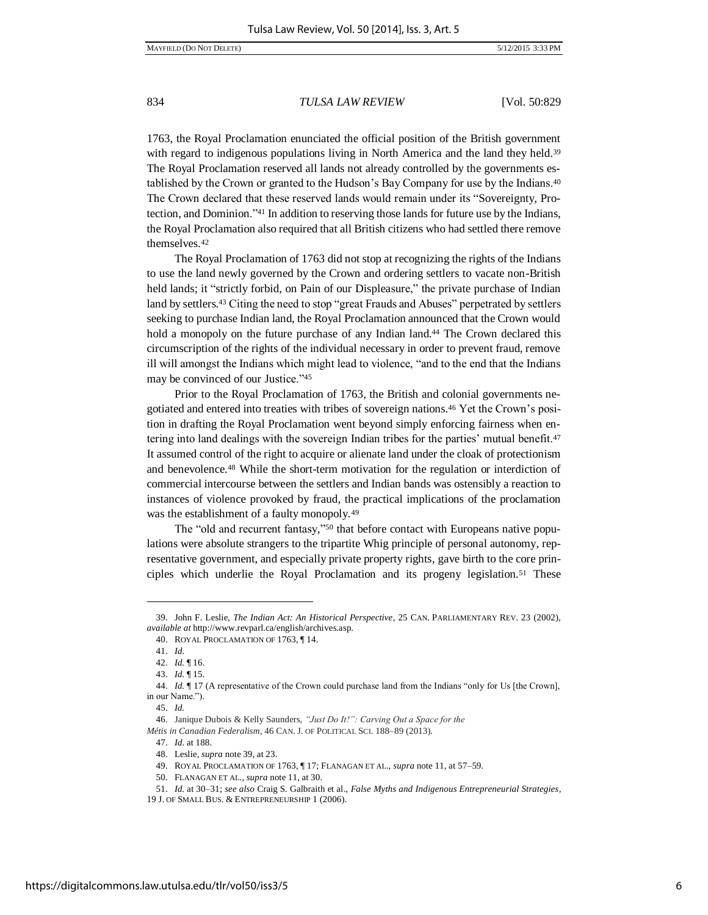1763, the Royal Proclamation enunciated the official position of the British government with regard to indigenous populations living in North America and the land they held.[39] The Royal Proclamation reserved all lands not already controlled by the governments established by the Crown or granted to the Hudson's Bay Company for use by the Indians.[40] The Crown declared that these reserved lands would remain under its "Sovereignty, Protection, and Dominion."[41] In addition to reserving those lands for future use by the Indians, the Royal Proclamation also required that all British citizens who had settled there remove themselves.[42]

The Royal Proclamation of 1763 did not stop at recognizing the rights of the Indians to use the land newly governed by the Crown and ordering settlers to vacate non-British held lands; it "strictly forbid, on Pain of our Displeasure," the private purchase of Indian land by settlers.[43] Citing the need to stop "great Frauds and Abuses" perpetrated by settlers seeking to purchase Indian land, the Royal Proclamation announced that the Crown would hold a monopoly on the future purchase of any Indian land.[44] The Crown declared this circumscription of the rights of the individual necessary in order to prevent fraud, remove ill will amongst the Indians which might lead to violence, "and to the end that the Indians may be convinced of our Justice."[45]

Prior to the Royal Proclamation of 1763, the British and colonial governments negotiated and entered into treaties with tribes of sovereign nations.[46] Yet the Crown's position in drafting the Royal Proclamation went beyond simply enforcing fairness when entering into land dealings with the sovereign Indian tribes for the parties' mutual benefit.[47] It assumed control of the right to acquire or alienate land under the cloak of protectionism and benevolence.[48] While the short-term motivation for the regulation or interdiction of commercial intercourse between the settlers and Indian bands was ostensibly a reaction to instances of violence provoked by fraud, the practical implications of the proclamation was the establishment of a faulty monopoly.[49]

The "old and recurrent fantasy,"[50] that before contact with Europeans native populations were absolute strangers to the tripartite Whig principle of personal autonomy, representative government, and especially private property rights, gave birth to the core principles which underlie the Royal Proclamation and its progeny legislation.[51] These

---

39. John F. Leslie, *The Indian Act: An Historical Perspective*, 25 CAN. PARLIAMENTARY REV. 23 (2002), *available at* http://www.revparl.ca/english/archives.asp.

40. ROYAL PROCLAMATION OF 1763, ¶ 14.

41. *Id.*

42. *Id.* ¶ 16.

43. *Id.* ¶ 15.

44. *Id.* ¶ 17 (A representative of the Crown could purchase land from the Indians "only for Us [the Crown], in our Name.").

45. *Id.*

46. Janique Dubois & Kelly Saunders, *"Just Do It!": Carving Out a Space for the Métis in Canadian Federalism*, 46 CAN. J. OF POLITICAL SCI. 188–89 (2013).

47. *Id.* at 188.

48. Leslie, *supra* note 39, at 23.

49. ROYAL PROCLAMATION OF 1763, ¶ 17; FLANAGAN ET AL., *supra* note 11, at 57–59.

50. FLANAGAN ET AL., *supra* note 11, at 30.

51. *Id.* at 30–31; *see also* Craig S. Galbraith et al., *False Myths and Indigenous Entrepreneurial Strategies*, 19 J. OF SMALL BUS. & ENTREPRENEURSHIP 1 (2006).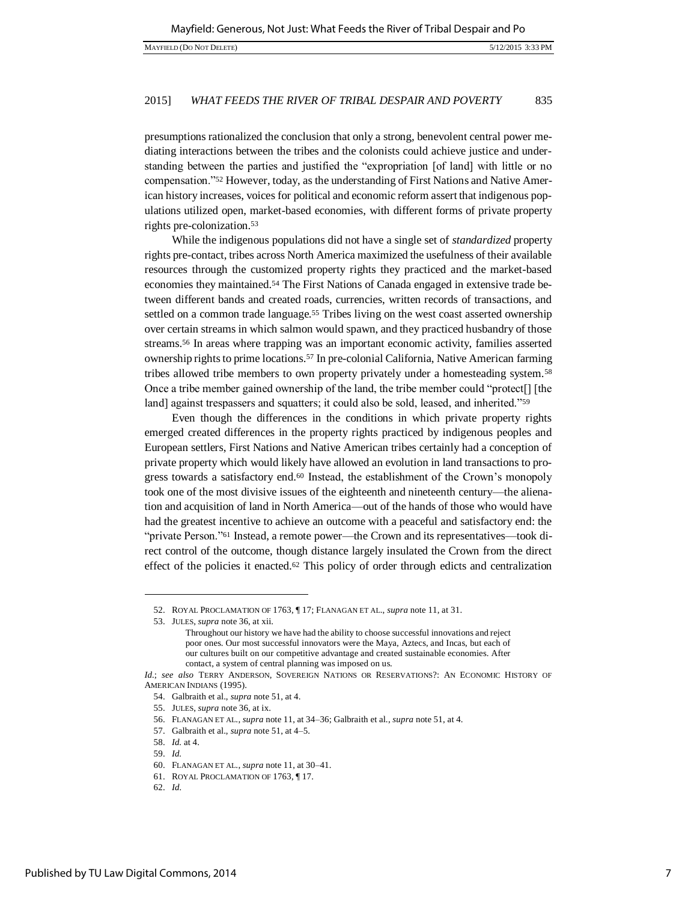presumptions rationalized the conclusion that only a strong, benevolent central power mediating interactions between the tribes and the colonists could achieve justice and understanding between the parties and justified the "expropriation [of land] with little or no compensation."[52] However, today, as the understanding of First Nations and Native American history increases, voices for political and economic reform assert that indigenous populations utilized open, market-based economies, with different forms of private property rights pre-colonization.[53]

While the indigenous populations did not have a single set of *standardized* property rights pre-contact, tribes across North America maximized the usefulness of their available resources through the customized property rights they practiced and the market-based economies they maintained.[54] The First Nations of Canada engaged in extensive trade between different bands and created roads, currencies, written records of transactions, and settled on a common trade language.[55] Tribes living on the west coast asserted ownership over certain streams in which salmon would spawn, and they practiced husbandry of those streams.[56] In areas where trapping was an important economic activity, families asserted ownership rights to prime locations.[57] In pre-colonial California, Native American farming tribes allowed tribe members to own property privately under a homesteading system.[58] Once a tribe member gained ownership of the land, the tribe member could "protect[] [the land] against trespassers and squatters; it could also be sold, leased, and inherited."[59]

Even though the differences in the conditions in which private property rights emerged created differences in the property rights practiced by indigenous peoples and European settlers, First Nations and Native American tribes certainly had a conception of private property which would likely have allowed an evolution in land transactions to progress towards a satisfactory end.[60] Instead, the establishment of the Crown's monopoly took one of the most divisive issues of the eighteenth and nineteenth century—the alienation and acquisition of land in North America—out of the hands of those who would have had the greatest incentive to achieve an outcome with a peaceful and satisfactory end: the "private Person."[61] Instead, a remote power—the Crown and its representatives—took direct control of the outcome, though distance largely insulated the Crown from the direct effect of the policies it enacted.[62] This policy of order through edicts and centralization

---

52. ROYAL PROCLAMATION OF 1763, ¶ 17; FLANAGAN ET AL., *supra* note 11, at 31.

53. JULES, *supra* note 36, at xii.

> Throughout our history we have had the ability to choose successful innovations and reject poor ones. Our most successful innovators were the Maya, Aztecs, and Incas, but each of our cultures built on our competitive advantage and created sustainable economies. After contact, a system of central planning was imposed on us.

*Id.*; *see also* TERRY ANDERSON, SOVEREIGN NATIONS OR RESERVATIONS?: AN ECONOMIC HISTORY OF AMERICAN INDIANS (1995).

54. Galbraith et al., *supra* note 51, at 4.

55. JULES, *supra* note 36, at ix.

56. FLANAGAN ET AL., *supra* note 11, at 34–36; Galbraith et al., *supra* note 51, at 4.

57. Galbraith et al., *supra* note 51, at 4–5.

58. *Id.* at 4.

59. *Id.*

60. FLANAGAN ET AL., *supra* note 11, at 30–41.

61. ROYAL PROCLAMATION OF 1763, ¶ 17.

62. *Id.*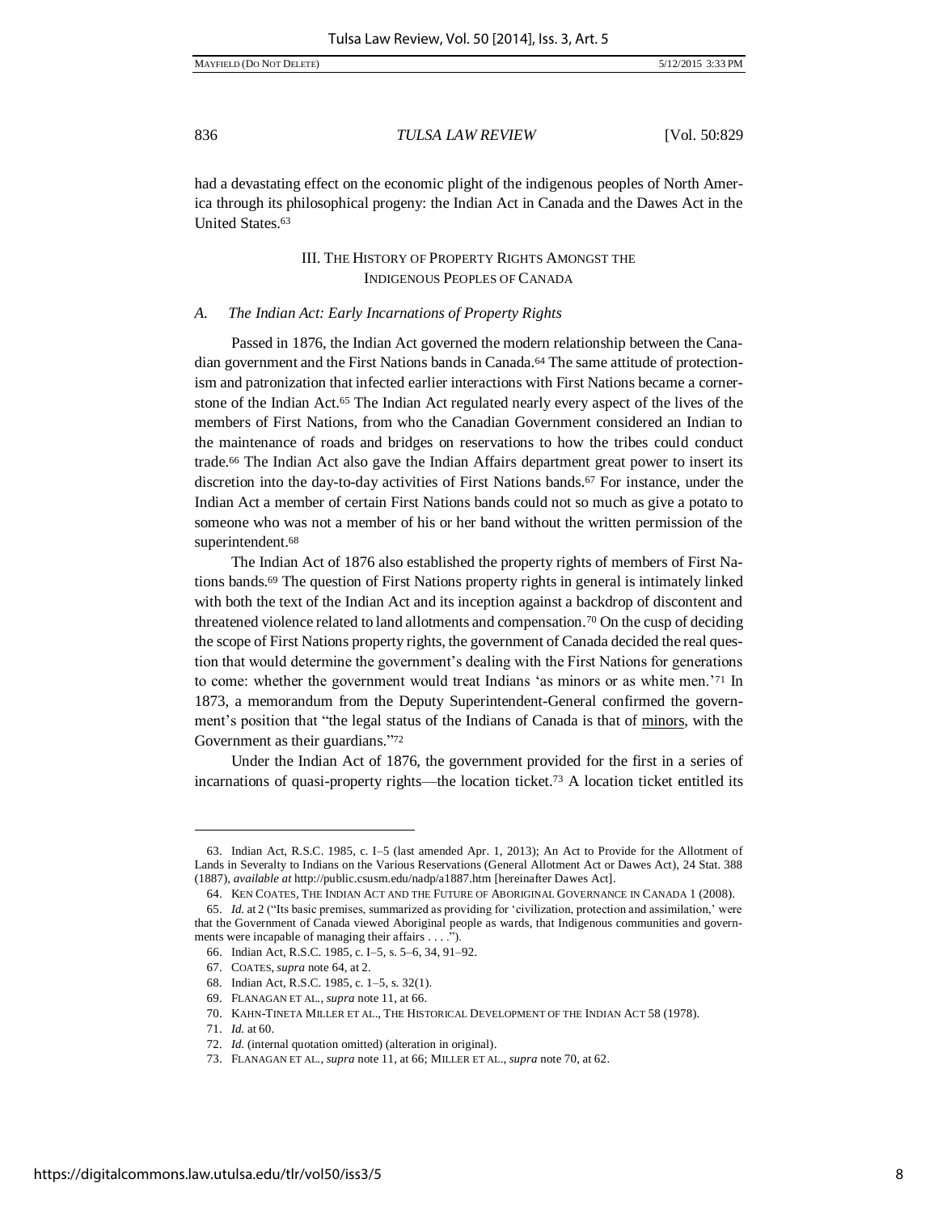had a devastating effect on the economic plight of the indigenous peoples of North America through its philosophical progeny: the Indian Act in Canada and the Dawes Act in the United States.[63]

## III. THE HISTORY OF PROPERTY RIGHTS AMONGST THE INDIGENOUS PEOPLES OF CANADA

### *A. The Indian Act: Early Incarnations of Property Rights*

Passed in 1876, the Indian Act governed the modern relationship between the Canadian government and the First Nations bands in Canada.[64] The same attitude of protectionism and patronization that infected earlier interactions with First Nations became a cornerstone of the Indian Act.[65] The Indian Act regulated nearly every aspect of the lives of the members of First Nations, from who the Canadian Government considered an Indian to the maintenance of roads and bridges on reservations to how the tribes could conduct trade.[66] The Indian Act also gave the Indian Affairs department great power to insert its discretion into the day-to-day activities of First Nations bands.[67] For instance, under the Indian Act a member of certain First Nations bands could not so much as give a potato to someone who was not a member of his or her band without the written permission of the superintendent.[68]

The Indian Act of 1876 also established the property rights of members of First Nations bands.[69] The question of First Nations property rights in general is intimately linked with both the text of the Indian Act and its inception against a backdrop of discontent and threatened violence related to land allotments and compensation.[70] On the cusp of deciding the scope of First Nations property rights, the government of Canada decided the real question that would determine the government's dealing with the First Nations for generations to come: whether the government would treat Indians 'as minors or as white men.'[71] In 1873, a memorandum from the Deputy Superintendent-General confirmed the government's position that "the legal status of the Indians of Canada is that of minors, with the Government as their guardians."[72]

Under the Indian Act of 1876, the government provided for the first in a series of incarnations of quasi-property rights—the location ticket.[73] A location ticket entitled its

---

63. Indian Act, R.S.C. 1985, c. I–5 (last amended Apr. 1, 2013); An Act to Provide for the Allotment of Lands in Severalty to Indians on the Various Reservations (General Allotment Act or Dawes Act), 24 Stat. 388 (1887), *available at* http://public.csusm.edu/nadp/a1887.htm [hereinafter Dawes Act].

64. KEN COATES, THE INDIAN ACT AND THE FUTURE OF ABORIGINAL GOVERNANCE IN CANADA 1 (2008).

65. *Id.* at 2 ("Its basic premises, summarized as providing for 'civilization, protection and assimilation,' were that the Government of Canada viewed Aboriginal people as wards, that Indigenous communities and governments were incapable of managing their affairs . . . .").

66. Indian Act, R.S.C. 1985, c. I–5, s. 5–6, 34, 91–92.

67. COATES, *supra* note 64, at 2.

68. Indian Act, R.S.C. 1985, c. 1–5, s. 32(1).

69. FLANAGAN ET AL., *supra* note 11, at 66.

70. KAHN-TINETA MILLER ET AL., THE HISTORICAL DEVELOPMENT OF THE INDIAN ACT 58 (1978).

71. *Id.* at 60.

72. *Id.* (internal quotation omitted) (alteration in original).

73. FLANAGAN ET AL., *supra* note 11, at 66; MILLER ET AL., *supra* note 70, at 62.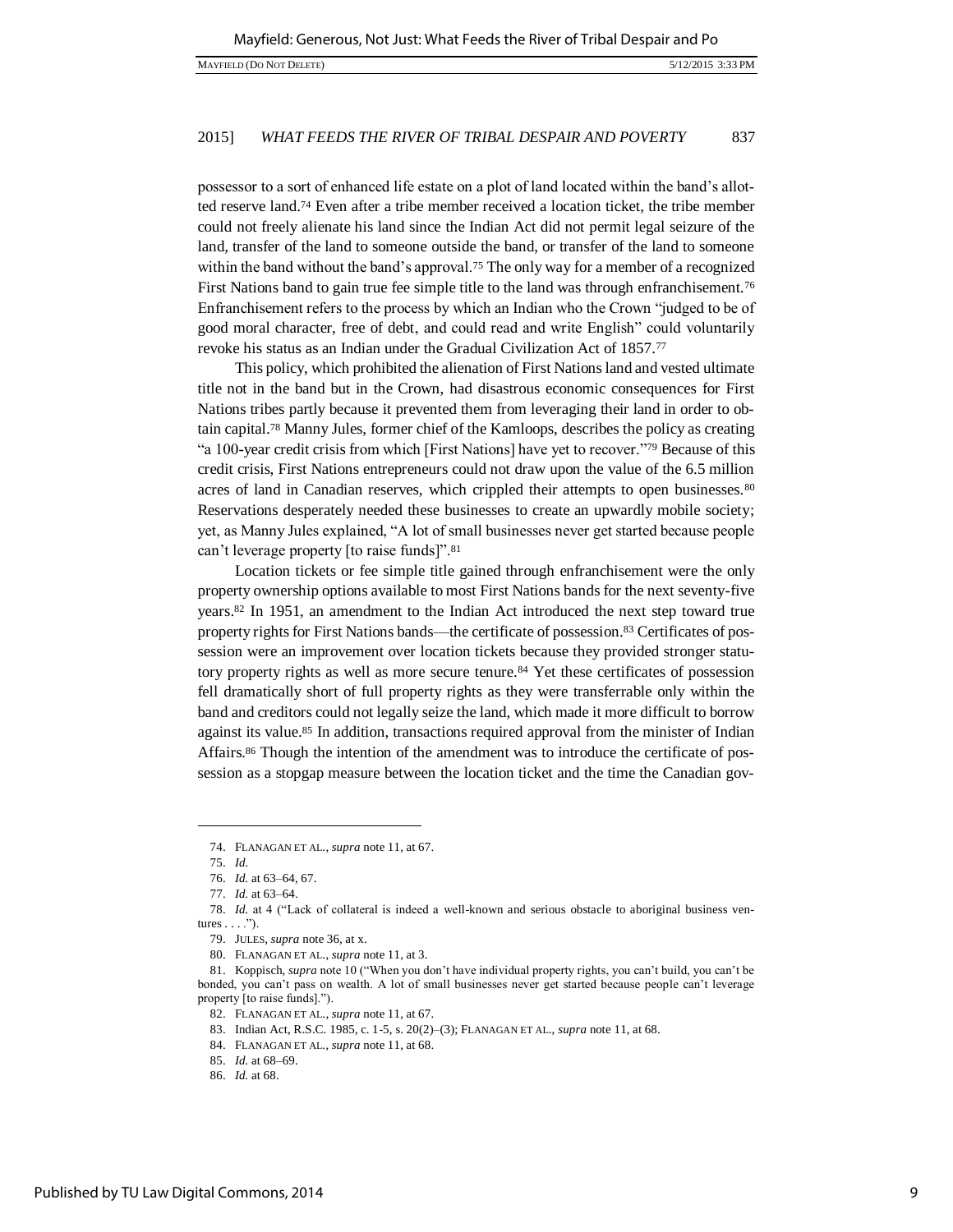possessor to a sort of enhanced life estate on a plot of land located within the band's allotted reserve land.[74] Even after a tribe member received a location ticket, the tribe member could not freely alienate his land since the Indian Act did not permit legal seizure of the land, transfer of the land to someone outside the band, or transfer of the land to someone within the band without the band's approval.[75] The only way for a member of a recognized First Nations band to gain true fee simple title to the land was through enfranchisement.[76] Enfranchisement refers to the process by which an Indian who the Crown "judged to be of good moral character, free of debt, and could read and write English" could voluntarily revoke his status as an Indian under the Gradual Civilization Act of 1857.[77]

This policy, which prohibited the alienation of First Nations land and vested ultimate title not in the band but in the Crown, had disastrous economic consequences for First Nations tribes partly because it prevented them from leveraging their land in order to obtain capital.[78] Manny Jules, former chief of the Kamloops, describes the policy as creating "a 100-year credit crisis from which [First Nations] have yet to recover."[79] Because of this credit crisis, First Nations entrepreneurs could not draw upon the value of the 6.5 million acres of land in Canadian reserves, which crippled their attempts to open businesses.[80] Reservations desperately needed these businesses to create an upwardly mobile society; yet, as Manny Jules explained, "A lot of small businesses never get started because people can't leverage property [to raise funds]".[81]

Location tickets or fee simple title gained through enfranchisement were the only property ownership options available to most First Nations bands for the next seventy-five years.[82] In 1951, an amendment to the Indian Act introduced the next step toward true property rights for First Nations bands—the certificate of possession.[83] Certificates of possession were an improvement over location tickets because they provided stronger statutory property rights as well as more secure tenure.[84] Yet these certificates of possession fell dramatically short of full property rights as they were transferrable only within the band and creditors could not legally seize the land, which made it more difficult to borrow against its value.[85] In addition, transactions required approval from the minister of Indian Affairs.[86] Though the intention of the amendment was to introduce the certificate of possession as a stopgap measure between the location ticket and the time the Canadian gov-

---

74. FLANAGAN ET AL., *supra* note 11, at 67.

75. *Id.*

76. *Id.* at 63–64, 67.

77. *Id.* at 63–64.

78. *Id.* at 4 ("Lack of collateral is indeed a well-known and serious obstacle to aboriginal business ventures . . . .").

79. JULES, *supra* note 36, at x.

80. FLANAGAN ET AL., *supra* note 11, at 3.

81. Koppisch, *supra* note 10 ("When you don't have individual property rights, you can't build, you can't be bonded, you can't pass on wealth. A lot of small businesses never get started because people can't leverage property [to raise funds].").

82. FLANAGAN ET AL., *supra* note 11, at 67.

83. Indian Act, R.S.C. 1985, c. I-5, s. 20(2)–(3); FLANAGAN ET AL., *supra* note 11, at 68.

84. FLANAGAN ET AL., *supra* note 11, at 68.

85. *Id.* at 68–69.

86. *Id.* at 68.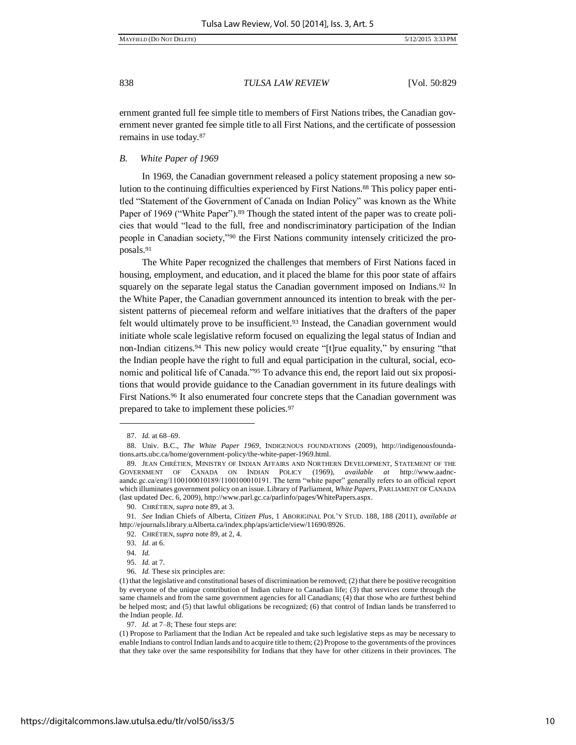ernment granted full fee simple title to members of First Nations tribes, the Canadian government never granted fee simple title to all First Nations, and the certificate of possession remains in use today.[87]

### *B. White Paper of 1969*

In 1969, the Canadian government released a policy statement proposing a new solution to the continuing difficulties experienced by First Nations.[88] This policy paper entitled "Statement of the Government of Canada on Indian Policy" was known as the White Paper of 1969 ("White Paper").[89] Though the stated intent of the paper was to create policies that would "lead to the full, free and nondiscriminatory participation of the Indian people in Canadian society,"[90] the First Nations community intensely criticized the proposals.[91]

The White Paper recognized the challenges that members of First Nations faced in housing, employment, and education, and it placed the blame for this poor state of affairs squarely on the separate legal status the Canadian government imposed on Indians.[92] In the White Paper, the Canadian government announced its intention to break with the persistent patterns of piecemeal reform and welfare initiatives that the drafters of the paper felt would ultimately prove to be insufficient.[93] Instead, the Canadian government would initiate whole scale legislative reform focused on equalizing the legal status of Indian and non-Indian citizens.[94] This new policy would create "[t]rue equality," by ensuring "that the Indian people have the right to full and equal participation in the cultural, social, economic and political life of Canada."[95] To advance this end, the report laid out six propositions that would provide guidance to the Canadian government in its future dealings with First Nations.[96] It also enumerated four concrete steps that the Canadian government was prepared to take to implement these policies.[97]

---

87. *Id.* at 68–69.

88. Univ. B.C., *The White Paper 1969*, INDIGENOUS FOUNDATIONS (2009), http://indigenousfoundations.arts.ubc.ca/home/government-policy/the-white-paper-1969.html.

89. JEAN CHRÉTIEN, MINISTRY OF INDIAN AFFAIRS AND NORTHERN DEVELOPMENT, STATEMENT OF THE GOVERNMENT OF CANADA ON INDIAN POLICY (1969), *available at* http://www.aadnc-aandc.gc.ca/eng/1100100010189/1100100010191. The term "white paper" generally refers to an official report which illuminates government policy on an issue. Library of Parliament, *White Papers*, PARLIAMENT OF CANADA (last updated Dec. 6, 2009), http://www.parl.gc.ca/parlinfo/pages/WhitePapers.aspx.

90. CHRÉTIEN, *supra* note 89, at 3.

91. *See* Indian Chiefs of Alberta, *Citizen Plus*, 1 ABORIGINAL POL'Y STUD. 188, 188 (2011), *available at* http://ejournals.library.uAlberta.ca/index.php/aps/article/view/11690/8926.

92. CHRÉTIEN, *supra* note 89, at 2, 4.

93. *Id.* at 6.

94. *Id.*

95. *Id.* at 7.

96. *Id.* These six principles are:

(1) that the legislative and constitutional bases of discrimination be removed; (2) that there be positive recognition by everyone of the unique contribution of Indian culture to Canadian life; (3) that services come through the same channels and from the same government agencies for all Canadians; (4) that those who are furthest behind be helped most; and (5) that lawful obligations be recognized; (6) that control of Indian lands be transferred to the Indian people. *Id.*

97. *Id.* at 7–8; These four steps are:

(1) Propose to Parliament that the Indian Act be repealed and take such legislative steps as may be necessary to enable Indians to control Indian lands and to acquire title to them; (2) Propose to the governments of the provinces that they take over the same responsibility for Indians that they have for other citizens in their provinces. The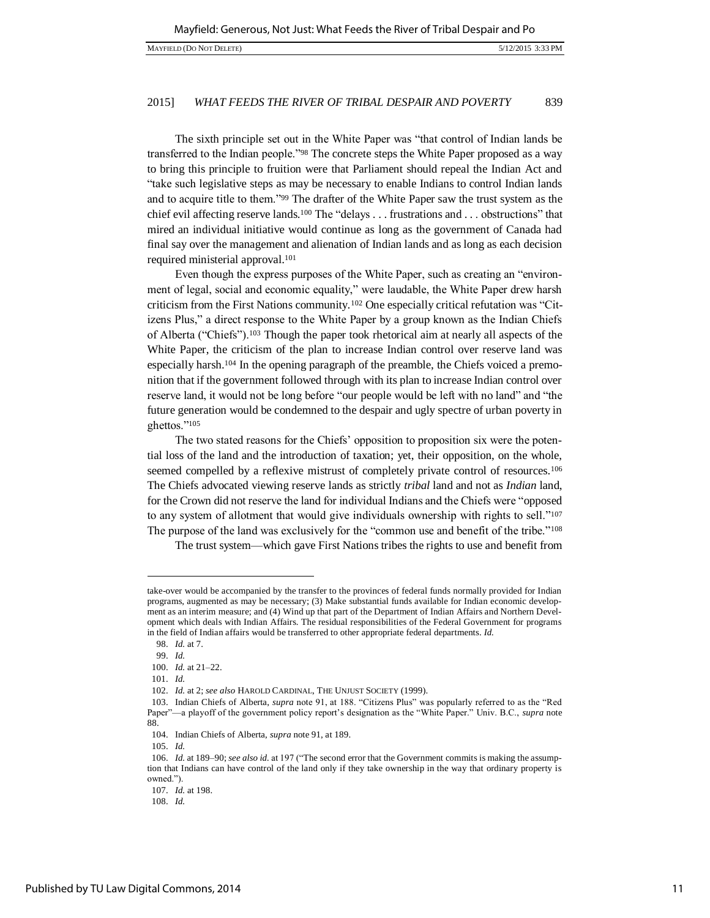The sixth principle set out in the White Paper was "that control of Indian lands be transferred to the Indian people."[98] The concrete steps the White Paper proposed as a way to bring this principle to fruition were that Parliament should repeal the Indian Act and "take such legislative steps as may be necessary to enable Indians to control Indian lands and to acquire title to them."[99] The drafter of the White Paper saw the trust system as the chief evil affecting reserve lands.[100] The "delays . . . frustrations and . . . obstructions" that mired an individual initiative would continue as long as the government of Canada had final say over the management and alienation of Indian lands and as long as each decision required ministerial approval.[101]

Even though the express purposes of the White Paper, such as creating an "environment of legal, social and economic equality," were laudable, the White Paper drew harsh criticism from the First Nations community.[102] One especially critical refutation was "Citizens Plus," a direct response to the White Paper by a group known as the Indian Chiefs of Alberta ("Chiefs").[103] Though the paper took rhetorical aim at nearly all aspects of the White Paper, the criticism of the plan to increase Indian control over reserve land was especially harsh.[104] In the opening paragraph of the preamble, the Chiefs voiced a premonition that if the government followed through with its plan to increase Indian control over reserve land, it would not be long before "our people would be left with no land" and "the future generation would be condemned to the despair and ugly spectre of urban poverty in ghettos."[105]

The two stated reasons for the Chiefs' opposition to proposition six were the potential loss of the land and the introduction of taxation; yet, their opposition, on the whole, seemed compelled by a reflexive mistrust of completely private control of resources.[106] The Chiefs advocated viewing reserve lands as strictly *tribal* land and not as *Indian* land, for the Crown did not reserve the land for individual Indians and the Chiefs were "opposed to any system of allotment that would give individuals ownership with rights to sell."[107] The purpose of the land was exclusively for the "common use and benefit of the tribe."[108]

The trust system—which gave First Nations tribes the rights to use and benefit from

---

take-over would be accompanied by the transfer to the provinces of federal funds normally provided for Indian programs, augmented as may be necessary; (3) Make substantial funds available for Indian economic development as an interim measure; and (4) Wind up that part of the Department of Indian Affairs and Northern Development which deals with Indian Affairs. The residual responsibilities of the Federal Government for programs in the field of Indian affairs would be transferred to other appropriate federal departments. *Id.*

98. *Id.* at 7.

99. *Id.*

100. *Id.* at 21–22.

101. *Id.*

102. *Id.* at 2; *see also* HAROLD CARDINAL, THE UNJUST SOCIETY (1999).

103. Indian Chiefs of Alberta, *supra* note 91, at 188. "Citizens Plus" was popularly referred to as the "Red Paper"—a playoff of the government policy report's designation as the "White Paper." Univ. B.C., *supra* note 88.

104. Indian Chiefs of Alberta, *supra* note 91, at 189.

105. *Id.*

106. *Id.* at 189–90; *see also id.* at 197 ("The second error that the Government commits is making the assumption that Indians can have control of the land only if they take ownership in the way that ordinary property is owned.").

107. *Id.* at 198.

108. *Id.*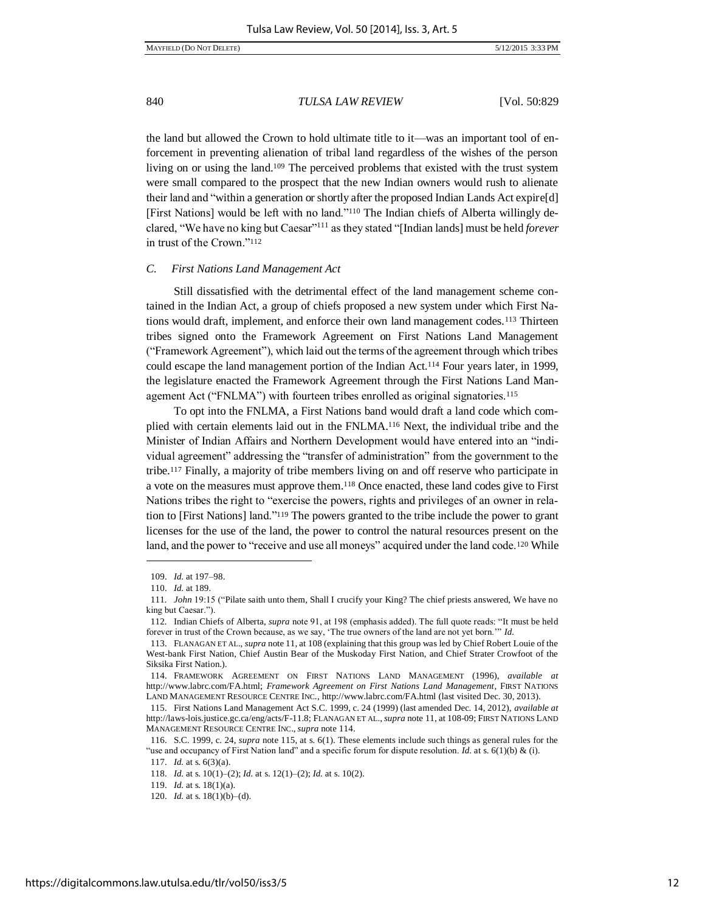the land but allowed the Crown to hold ultimate title to it—was an important tool of enforcement in preventing alienation of tribal land regardless of the wishes of the person living on or using the land.[109] The perceived problems that existed with the trust system were small compared to the prospect that the new Indian owners would rush to alienate their land and "within a generation or shortly after the proposed Indian Lands Act expire[d] [First Nations] would be left with no land."[110] The Indian chiefs of Alberta willingly declared, "We have no king but Caesar"[111] as they stated "[Indian lands] must be held *forever* in trust of the Crown."[112]

### *C. First Nations Land Management Act*

Still dissatisfied with the detrimental effect of the land management scheme contained in the Indian Act, a group of chiefs proposed a new system under which First Nations would draft, implement, and enforce their own land management codes.[113] Thirteen tribes signed onto the Framework Agreement on First Nations Land Management ("Framework Agreement"), which laid out the terms of the agreement through which tribes could escape the land management portion of the Indian Act.[114] Four years later, in 1999, the legislature enacted the Framework Agreement through the First Nations Land Management Act ("FNLMA") with fourteen tribes enrolled as original signatories.[115]

To opt into the FNLMA, a First Nations band would draft a land code which complied with certain elements laid out in the FNLMA.[116] Next, the individual tribe and the Minister of Indian Affairs and Northern Development would have entered into an "individual agreement" addressing the "transfer of administration" from the government to the tribe.[117] Finally, a majority of tribe members living on and off reserve who participate in a vote on the measures must approve them.[118] Once enacted, these land codes give to First Nations tribes the right to "exercise the powers, rights and privileges of an owner in relation to [First Nations] land."[119] The powers granted to the tribe include the power to grant licenses for the use of the land, the power to control the natural resources present on the land, and the power to "receive and use all moneys" acquired under the land code.[120] While

---

109. *Id.* at 197–98.

110. *Id.* at 189.

111. *John* 19:15 ("Pilate saith unto them, Shall I crucify your King? The chief priests answered, We have no king but Caesar.").

112. Indian Chiefs of Alberta, *supra* note 91, at 198 (emphasis added). The full quote reads: "It must be held forever in trust of the Crown because, as we say, 'The true owners of the land are not yet born.'" *Id.*

113. FLANAGAN ET AL., *supra* note 11, at 108 (explaining that this group was led by Chief Robert Louie of the West-bank First Nation, Chief Austin Bear of the Muskoday First Nation, and Chief Strater Crowfoot of the Siksika First Nation.).

114. FRAMEWORK AGREEMENT ON FIRST NATIONS LAND MANAGEMENT (1996), *available at* http://www.labrc.com/FA.html; *Framework Agreement on First Nations Land Management*, FIRST NATIONS LAND MANAGEMENT RESOURCE CENTRE INC., http://www.labrc.com/FA.html (last visited Dec. 30, 2013).

115. First Nations Land Management Act S.C. 1999, c. 24 (1999) (last amended Dec. 14, 2012), *available at* http://laws-lois.justice.gc.ca/eng/acts/F-11.8; FLANAGAN ET AL., *supra* note 11, at 108-09; FIRST NATIONS LAND MANAGEMENT RESOURCE CENTRE INC., *supra* note 114.

116. S.C. 1999, c. 24, *supra* note 115, at s. 6(1). These elements include such things as general rules for the "use and occupancy of First Nation land" and a specific forum for dispute resolution. *Id.* at s. 6(1)(b) & (i).

117. *Id.* at s. 6(3)(a).

118. *Id.* at s. 10(1)–(2); *Id.* at s. 12(1)–(2); *Id.* at s. 10(2).

119. *Id.* at s. 18(1)(a).

120. *Id.* at s. 18(1)(b)–(d).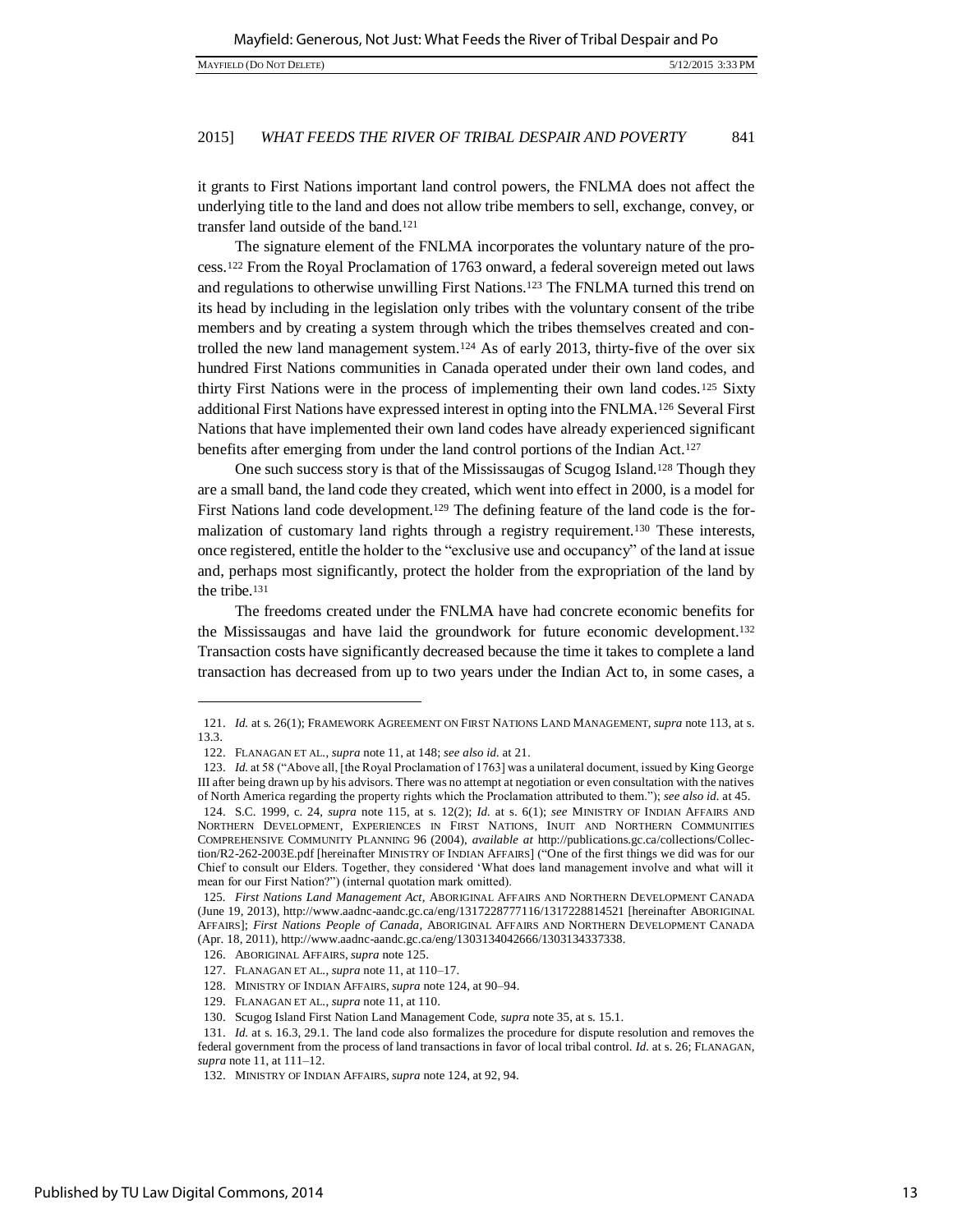it grants to First Nations important land control powers, the FNLMA does not affect the underlying title to the land and does not allow tribe members to sell, exchange, convey, or transfer land outside of the band.[121]

The signature element of the FNLMA incorporates the voluntary nature of the process.[122] From the Royal Proclamation of 1763 onward, a federal sovereign meted out laws and regulations to otherwise unwilling First Nations.[123] The FNLMA turned this trend on its head by including in the legislation only tribes with the voluntary consent of the tribe members and by creating a system through which the tribes themselves created and controlled the new land management system.[124] As of early 2013, thirty-five of the over six hundred First Nations communities in Canada operated under their own land codes, and thirty First Nations were in the process of implementing their own land codes.[125] Sixty additional First Nations have expressed interest in opting into the FNLMA.[126] Several First Nations that have implemented their own land codes have already experienced significant benefits after emerging from under the land control portions of the Indian Act.[127]

One such success story is that of the Mississaugas of Scugog Island.[128] Though they are a small band, the land code they created, which went into effect in 2000, is a model for First Nations land code development.[129] The defining feature of the land code is the formalization of customary land rights through a registry requirement.[130] These interests, once registered, entitle the holder to the "exclusive use and occupancy" of the land at issue and, perhaps most significantly, protect the holder from the expropriation of the land by the tribe.[131]

The freedoms created under the FNLMA have had concrete economic benefits for the Mississaugas and have laid the groundwork for future economic development.[132] Transaction costs have significantly decreased because the time it takes to complete a land transaction has decreased from up to two years under the Indian Act to, in some cases, a

---

121. *Id.* at s. 26(1); FRAMEWORK AGREEMENT ON FIRST NATIONS LAND MANAGEMENT, *supra* note 113, at s. 13.3.

122. FLANAGAN ET AL., *supra* note 11, at 148; *see also id.* at 21.

123. *Id.* at 58 ("Above all, [the Royal Proclamation of 1763] was a unilateral document, issued by King George III after being drawn up by his advisors. There was no attempt at negotiation or even consultation with the natives of North America regarding the property rights which the Proclamation attributed to them."); *see also id.* at 45.

124. S.C. 1999, c. 24, *supra* note 115, at s. 12(2); *Id.* at s. 6(1); *see* MINISTRY OF INDIAN AFFAIRS AND NORTHERN DEVELOPMENT, EXPERIENCES IN FIRST NATIONS, INUIT AND NORTHERN COMMUNITIES COMPREHENSIVE COMMUNITY PLANNING 96 (2004), *available at* http://publications.gc.ca/collections/Collection/R2-262-2003E.pdf [hereinafter MINISTRY OF INDIAN AFFAIRS] ("One of the first things we did was for our Chief to consult our Elders. Together, they considered 'What does land management involve and what will it mean for our First Nation?") (internal quotation mark omitted).

125. *First Nations Land Management Act*, ABORIGINAL AFFAIRS AND NORTHERN DEVELOPMENT CANADA (June 19, 2013), http://www.aadnc-aandc.gc.ca/eng/1317228777116/1317228814521 [hereinafter ABORIGINAL AFFAIRS]; *First Nations People of Canada*, ABORIGINAL AFFAIRS AND NORTHERN DEVELOPMENT CANADA (Apr. 18, 2011), http://www.aadnc-aandc.gc.ca/eng/1303134042666/1303134337338.

126. ABORIGINAL AFFAIRS, *supra* note 125.

127. FLANAGAN ET AL., *supra* note 11, at 110–17.

128. MINISTRY OF INDIAN AFFAIRS, *supra* note 124, at 90–94.

129. FLANAGAN ET AL., *supra* note 11, at 110.

130. Scugog Island First Nation Land Management Code, *supra* note 35, at s. 15.1.

131. *Id.* at s. 16.3, 29.1. The land code also formalizes the procedure for dispute resolution and removes the federal government from the process of land transactions in favor of local tribal control. *Id.* at s. 26; FLANAGAN, *supra* note 11, at 111–12.

132. MINISTRY OF INDIAN AFFAIRS, *supra* note 124, at 92, 94.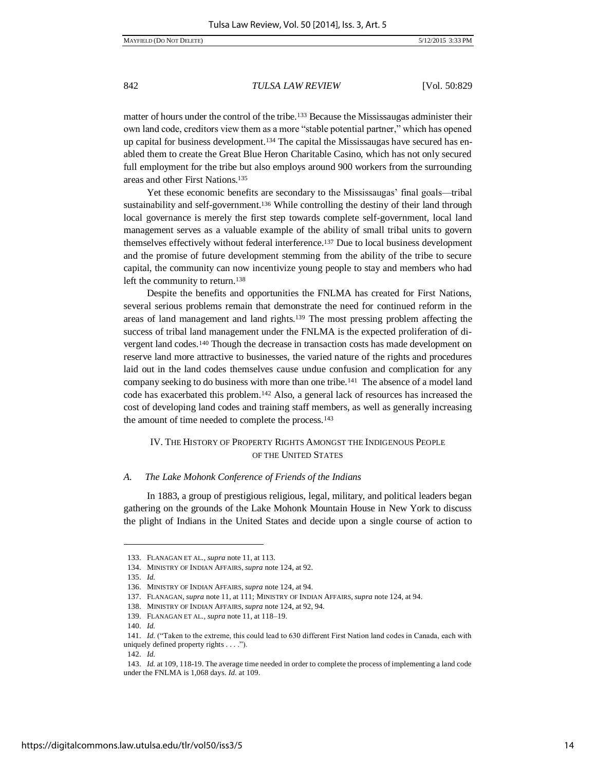matter of hours under the control of the tribe.[133] Because the Mississaugas administer their own land code, creditors view them as a more "stable potential partner," which has opened up capital for business development.[134] The capital the Mississaugas have secured has enabled them to create the Great Blue Heron Charitable Casino, which has not only secured full employment for the tribe but also employs around 900 workers from the surrounding areas and other First Nations.[135]

Yet these economic benefits are secondary to the Mississaugas' final goals—tribal sustainability and self-government.[136] While controlling the destiny of their land through local governance is merely the first step towards complete self-government, local land management serves as a valuable example of the ability of small tribal units to govern themselves effectively without federal interference.[137] Due to local business development and the promise of future development stemming from the ability of the tribe to secure capital, the community can now incentivize young people to stay and members who had left the community to return.[138]

Despite the benefits and opportunities the FNLMA has created for First Nations, several serious problems remain that demonstrate the need for continued reform in the areas of land management and land rights.[139] The most pressing problem affecting the success of tribal land management under the FNLMA is the expected proliferation of divergent land codes.[140] Though the decrease in transaction costs has made development on reserve land more attractive to businesses, the varied nature of the rights and procedures laid out in the land codes themselves cause undue confusion and complication for any company seeking to do business with more than one tribe.[141] The absence of a model land code has exacerbated this problem.[142] Also, a general lack of resources has increased the cost of developing land codes and training staff members, as well as generally increasing the amount of time needed to complete the process.[143]

## IV. The History of Property Rights Amongst the Indigenous People of the United States

### *A. The Lake Mohonk Conference of Friends of the Indians*

In 1883, a group of prestigious religious, legal, military, and political leaders began gathering on the grounds of the Lake Mohonk Mountain House in New York to discuss the plight of Indians in the United States and decide upon a single course of action to

---

133. Flanagan et al., *supra* note 11, at 113.
134. Ministry of Indian Affairs, *supra* note 124, at 92.
135. *Id.*
136. Ministry of Indian Affairs, *supra* note 124, at 94.
137. Flanagan, *supra* note 11, at 111; Ministry of Indian Affairs, *supra* note 124, at 94.
138. Ministry of Indian Affairs, *supra* note 124, at 92, 94.
139. Flanagan et al., *supra* note 11, at 118–19.
140. *Id.*
141. *Id.* ("Taken to the extreme, this could lead to 630 different First Nation land codes in Canada, each with uniquely defined property rights . . . .").
142. *Id.*
143. *Id.* at 109, 118-19. The average time needed in order to complete the process of implementing a land code under the FNLMA is 1,068 days. *Id.* at 109.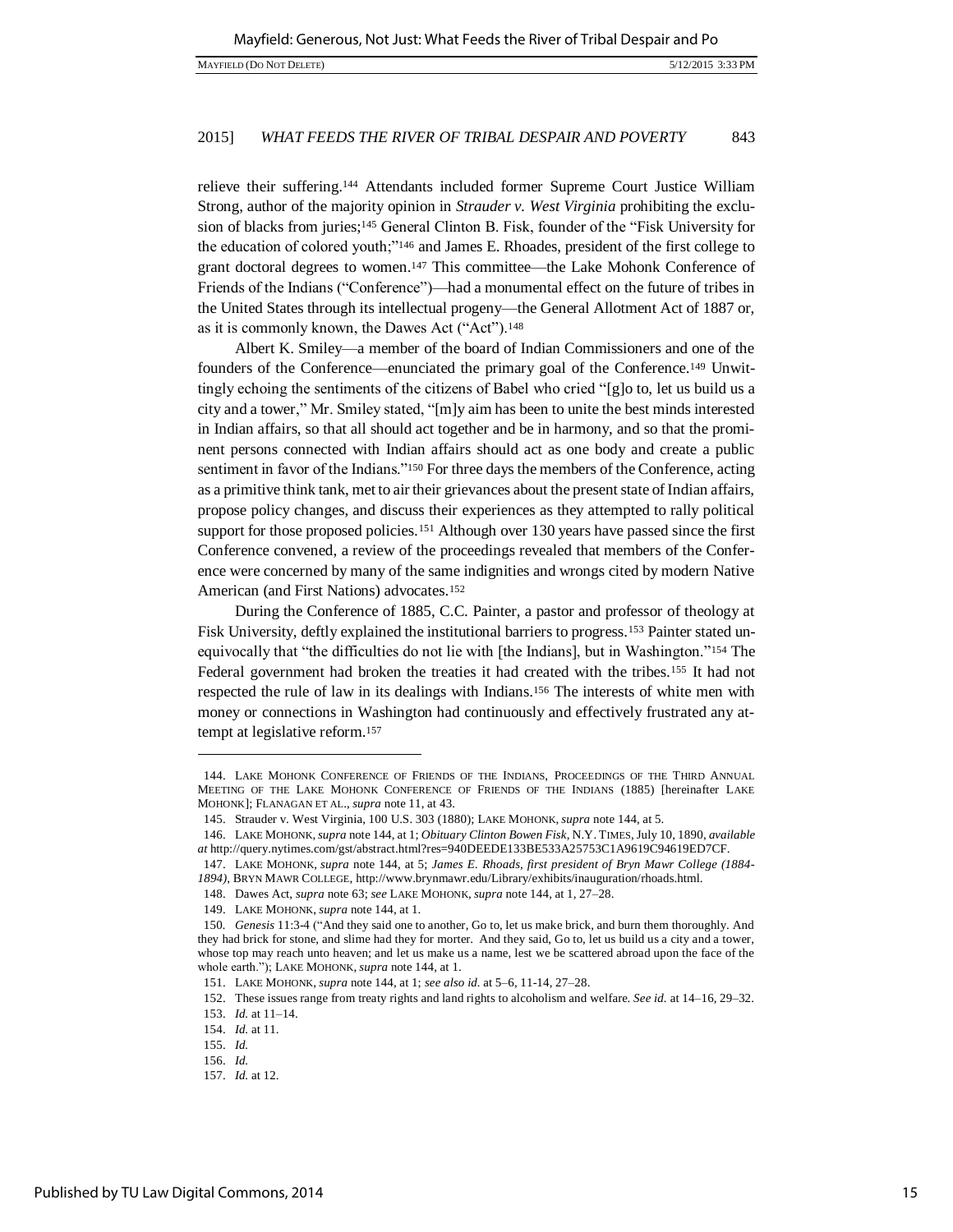relieve their suffering.[144] Attendants included former Supreme Court Justice William Strong, author of the majority opinion in *Strauder v. West Virginia* prohibiting the exclusion of blacks from juries;[145] General Clinton B. Fisk, founder of the "Fisk University for the education of colored youth;"[146] and James E. Rhoades, president of the first college to grant doctoral degrees to women.[147] This committee—the Lake Mohonk Conference of Friends of the Indians ("Conference")—had a monumental effect on the future of tribes in the United States through its intellectual progeny—the General Allotment Act of 1887 or, as it is commonly known, the Dawes Act ("Act").[148]

Albert K. Smiley—a member of the board of Indian Commissioners and one of the founders of the Conference—enunciated the primary goal of the Conference.[149] Unwittingly echoing the sentiments of the citizens of Babel who cried "[g]o to, let us build us a city and a tower," Mr. Smiley stated, "[m]y aim has been to unite the best minds interested in Indian affairs, so that all should act together and be in harmony, and so that the prominent persons connected with Indian affairs should act as one body and create a public sentiment in favor of the Indians."[150] For three days the members of the Conference, acting as a primitive think tank, met to air their grievances about the present state of Indian affairs, propose policy changes, and discuss their experiences as they attempted to rally political support for those proposed policies.[151] Although over 130 years have passed since the first Conference convened, a review of the proceedings revealed that members of the Conference were concerned by many of the same indignities and wrongs cited by modern Native American (and First Nations) advocates.[152]

During the Conference of 1885, C.C. Painter, a pastor and professor of theology at Fisk University, deftly explained the institutional barriers to progress.[153] Painter stated unequivocally that "the difficulties do not lie with [the Indians], but in Washington."[154] The Federal government had broken the treaties it had created with the tribes.[155] It had not respected the rule of law in its dealings with Indians.[156] The interests of white men with money or connections in Washington had continuously and effectively frustrated any attempt at legislative reform.[157]

---

144. LAKE MOHONK CONFERENCE OF FRIENDS OF THE INDIANS, PROCEEDINGS OF THE THIRD ANNUAL MEETING OF THE LAKE MOHONK CONFERENCE OF FRIENDS OF THE INDIANS (1885) [hereinafter LAKE MOHONK]; FLANAGAN ET AL., *supra* note 11, at 43.

145. Strauder v. West Virginia, 100 U.S. 303 (1880); LAKE MOHONK, *supra* note 144, at 5.

146. LAKE MOHONK, *supra* note 144, at 1; *Obituary Clinton Bowen Fisk*, N.Y. TIMES, July 10, 1890, *available at* http://query.nytimes.com/gst/abstract.html?res=940DEEDE133BE533A25753C1A9619C94619ED7CF.

147. LAKE MOHONK, *supra* note 144, at 5; *James E. Rhoads, first president of Bryn Mawr College (1884-1894)*, BRYN MAWR COLLEGE, http://www.brynmawr.edu/Library/exhibits/inauguration/rhoads.html.

148. Dawes Act, *supra* note 63; *see* LAKE MOHONK, *supra* note 144, at 1, 27–28.

149. LAKE MOHONK, *supra* note 144, at 1.

150. *Genesis* 11:3-4 ("And they said one to another, Go to, let us make brick, and burn them thoroughly. And they had brick for stone, and slime had they for morter. And they said, Go to, let us build us a city and a tower, whose top may reach unto heaven; and let us make us a name, lest we be scattered abroad upon the face of the whole earth."); LAKE MOHONK, *supra* note 144, at 1.

151. LAKE MOHONK, *supra* note 144, at 1; *see also id.* at 5–6, 11-14, 27–28.

152. These issues range from treaty rights and land rights to alcoholism and welfare. *See id.* at 14–16, 29–32.

153. *Id.* at 11–14.

154. *Id.* at 11.

155. *Id.*

156. *Id.*

157. *Id.* at 12.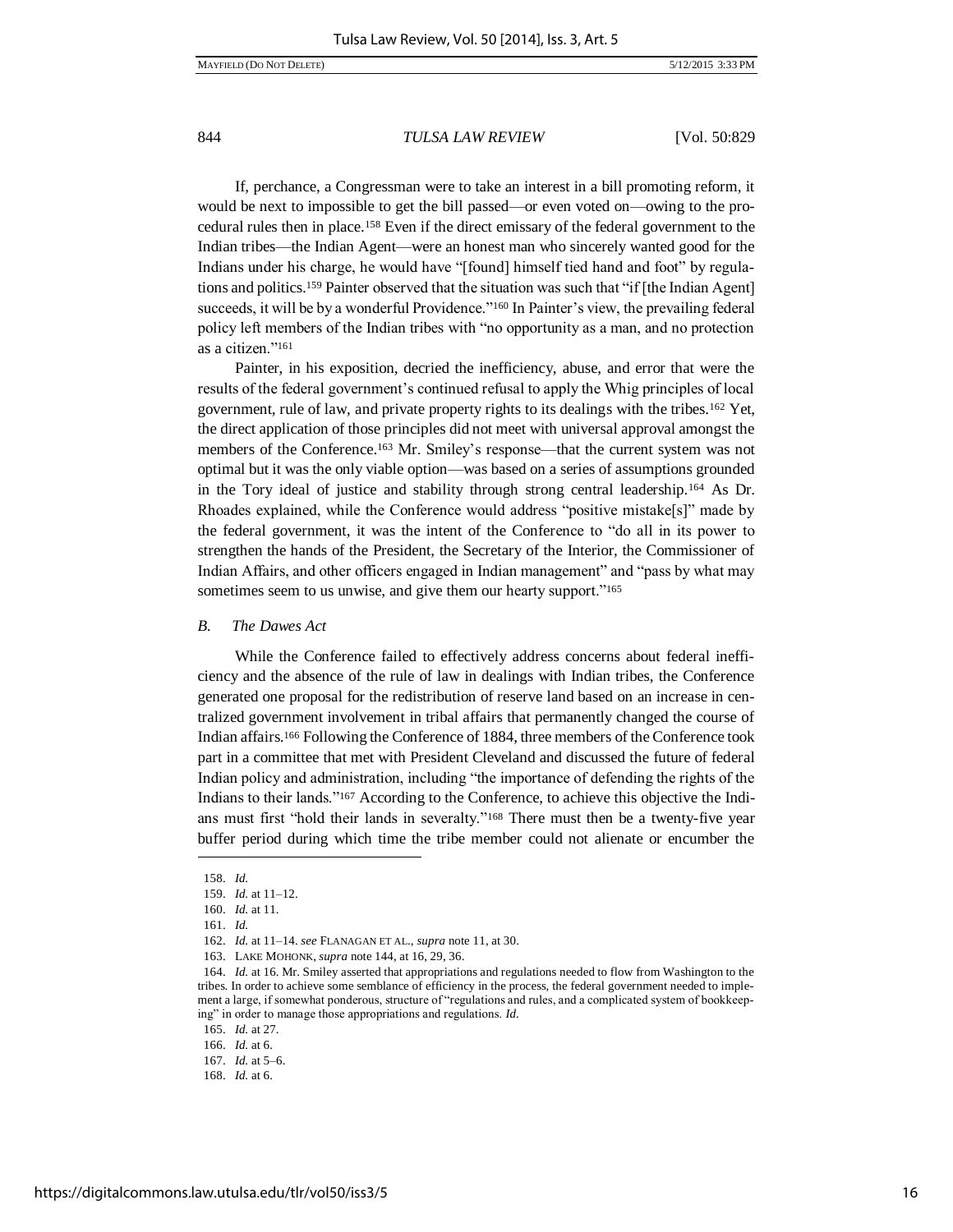If, perchance, a Congressman were to take an interest in a bill promoting reform, it would be next to impossible to get the bill passed—or even voted on—owing to the procedural rules then in place.[158] Even if the direct emissary of the federal government to the Indian tribes—the Indian Agent—were an honest man who sincerely wanted good for the Indians under his charge, he would have "[found] himself tied hand and foot" by regulations and politics.[159] Painter observed that the situation was such that "if [the Indian Agent] succeeds, it will be by a wonderful Providence."[160] In Painter's view, the prevailing federal policy left members of the Indian tribes with "no opportunity as a man, and no protection as a citizen."[161]

Painter, in his exposition, decried the inefficiency, abuse, and error that were the results of the federal government's continued refusal to apply the Whig principles of local government, rule of law, and private property rights to its dealings with the tribes.[162] Yet, the direct application of those principles did not meet with universal approval amongst the members of the Conference.[163] Mr. Smiley's response—that the current system was not optimal but it was the only viable option—was based on a series of assumptions grounded in the Tory ideal of justice and stability through strong central leadership.[164] As Dr. Rhoades explained, while the Conference would address "positive mistake[s]" made by the federal government, it was the intent of the Conference to "do all in its power to strengthen the hands of the President, the Secretary of the Interior, the Commissioner of Indian Affairs, and other officers engaged in Indian management" and "pass by what may sometimes seem to us unwise, and give them our hearty support."[165]

### *B. The Dawes Act*

While the Conference failed to effectively address concerns about federal inefficiency and the absence of the rule of law in dealings with Indian tribes, the Conference generated one proposal for the redistribution of reserve land based on an increase in centralized government involvement in tribal affairs that permanently changed the course of Indian affairs.[166] Following the Conference of 1884, three members of the Conference took part in a committee that met with President Cleveland and discussed the future of federal Indian policy and administration, including "the importance of defending the rights of the Indians to their lands."[167] According to the Conference, to achieve this objective the Indians must first "hold their lands in severalty."[168] There must then be a twenty-five year buffer period during which time the tribe member could not alienate or encumber the

---

158. *Id.*

159. *Id.* at 11–12.

160. *Id.* at 11.

161. *Id.*

162. *Id.* at 11–14. *see* FLANAGAN ET AL., *supra* note 11, at 30.

163. LAKE MOHONK, *supra* note 144, at 16, 29, 36.

164. *Id.* at 16. Mr. Smiley asserted that appropriations and regulations needed to flow from Washington to the tribes. In order to achieve some semblance of efficiency in the process, the federal government needed to implement a large, if somewhat ponderous, structure of "regulations and rules, and a complicated system of bookkeeping" in order to manage those appropriations and regulations. *Id.*

165. *Id.* at 27.

166. *Id.* at 6.

167. *Id.* at 5–6.

168. *Id.* at 6.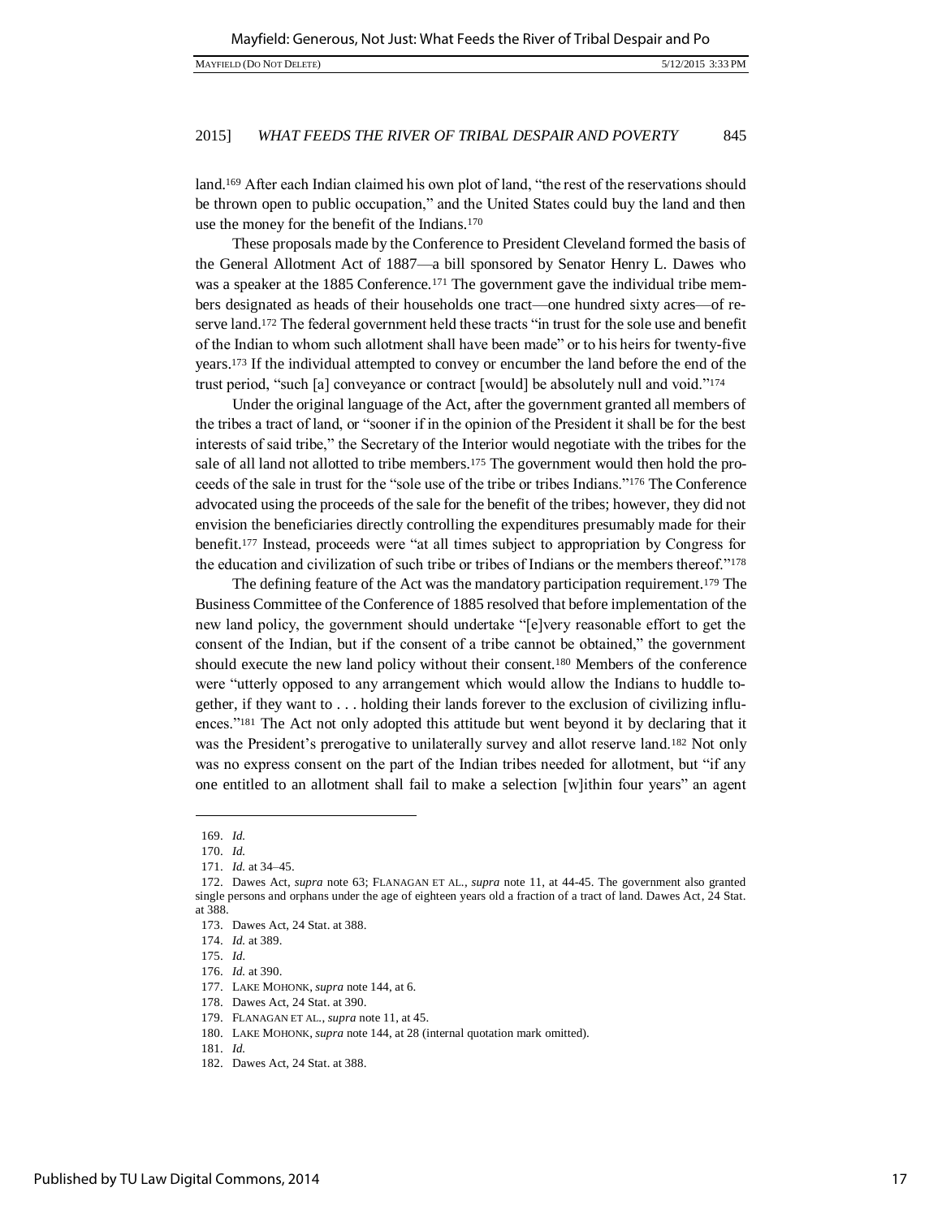land.[169] After each Indian claimed his own plot of land, "the rest of the reservations should be thrown open to public occupation," and the United States could buy the land and then use the money for the benefit of the Indians.[170]

These proposals made by the Conference to President Cleveland formed the basis of the General Allotment Act of 1887—a bill sponsored by Senator Henry L. Dawes who was a speaker at the 1885 Conference.[171] The government gave the individual tribe members designated as heads of their households one tract—one hundred sixty acres—of reserve land.[172] The federal government held these tracts "in trust for the sole use and benefit of the Indian to whom such allotment shall have been made" or to his heirs for twenty-five years.[173] If the individual attempted to convey or encumber the land before the end of the trust period, "such [a] conveyance or contract [would] be absolutely null and void."[174]

Under the original language of the Act, after the government granted all members of the tribes a tract of land, or "sooner if in the opinion of the President it shall be for the best interests of said tribe," the Secretary of the Interior would negotiate with the tribes for the sale of all land not allotted to tribe members.[175] The government would then hold the proceeds of the sale in trust for the "sole use of the tribe or tribes Indians."[176] The Conference advocated using the proceeds of the sale for the benefit of the tribes; however, they did not envision the beneficiaries directly controlling the expenditures presumably made for their benefit.[177] Instead, proceeds were "at all times subject to appropriation by Congress for the education and civilization of such tribe or tribes of Indians or the members thereof."[178]

The defining feature of the Act was the mandatory participation requirement.[179] The Business Committee of the Conference of 1885 resolved that before implementation of the new land policy, the government should undertake "[e]very reasonable effort to get the consent of the Indian, but if the consent of a tribe cannot be obtained," the government should execute the new land policy without their consent.[180] Members of the conference were "utterly opposed to any arrangement which would allow the Indians to huddle together, if they want to . . . holding their lands forever to the exclusion of civilizing influences."[181] The Act not only adopted this attitude but went beyond it by declaring that it was the President's prerogative to unilaterally survey and allot reserve land.[182] Not only was no express consent on the part of the Indian tribes needed for allotment, but "if any one entitled to an allotment shall fail to make a selection [w]ithin four years" an agent

---

169. *Id.*

170. *Id.*

171. *Id.* at 34–45.

172. Dawes Act, *supra* note 63; FLANAGAN ET AL., *supra* note 11, at 44-45. The government also granted single persons and orphans under the age of eighteen years old a fraction of a tract of land. Dawes Act, 24 Stat. at 388.

173. Dawes Act, 24 Stat. at 388.

174. *Id.* at 389.

175. *Id.*

176. *Id.* at 390.

177. LAKE MOHONK, *supra* note 144, at 6.

178. Dawes Act, 24 Stat. at 390.

179. FLANAGAN ET AL., *supra* note 11, at 45.

180. LAKE MOHONK, *supra* note 144, at 28 (internal quotation mark omitted).

181. *Id.*

182. Dawes Act, 24 Stat. at 388.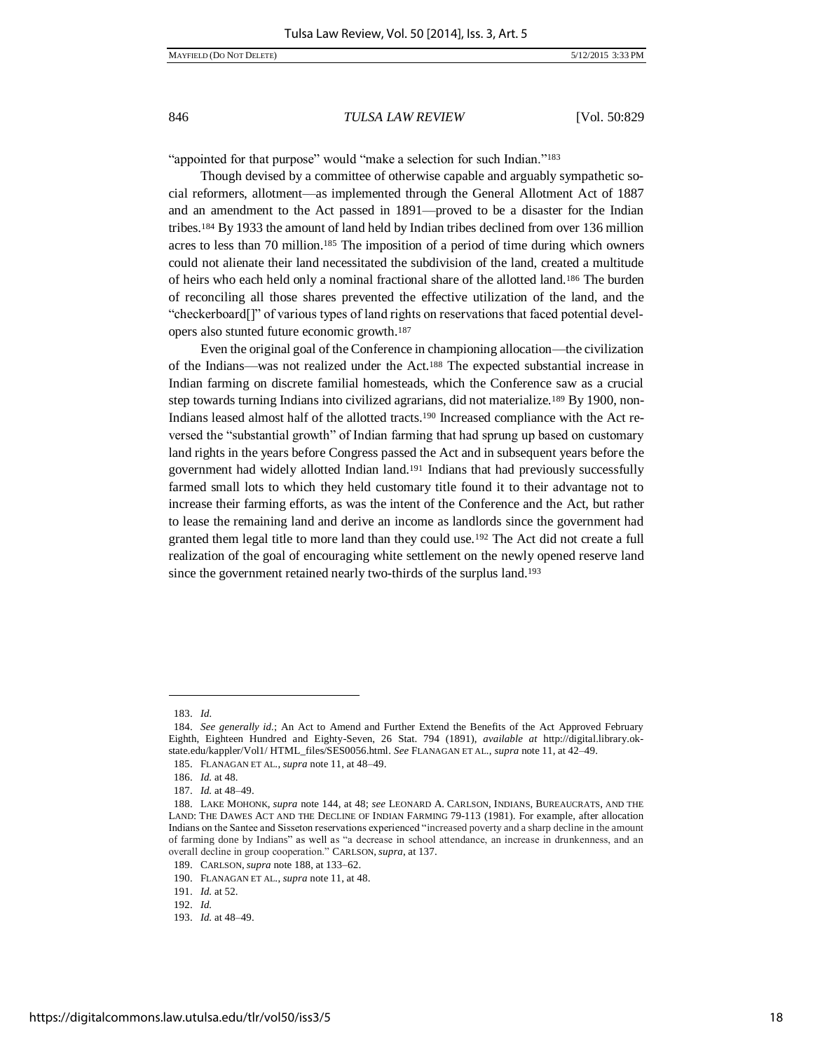"appointed for that purpose" would "make a selection for such Indian."[183]

Though devised by a committee of otherwise capable and arguably sympathetic social reformers, allotment—as implemented through the General Allotment Act of 1887 and an amendment to the Act passed in 1891—proved to be a disaster for the Indian tribes.[184] By 1933 the amount of land held by Indian tribes declined from over 136 million acres to less than 70 million.[185] The imposition of a period of time during which owners could not alienate their land necessitated the subdivision of the land, created a multitude of heirs who each held only a nominal fractional share of the allotted land.[186] The burden of reconciling all those shares prevented the effective utilization of the land, and the "checkerboard[]" of various types of land rights on reservations that faced potential developers also stunted future economic growth.[187]

Even the original goal of the Conference in championing allocation—the civilization of the Indians—was not realized under the Act.[188] The expected substantial increase in Indian farming on discrete familial homesteads, which the Conference saw as a crucial step towards turning Indians into civilized agrarians, did not materialize.[189] By 1900, non-Indians leased almost half of the allotted tracts.[190] Increased compliance with the Act reversed the "substantial growth" of Indian farming that had sprung up based on customary land rights in the years before Congress passed the Act and in subsequent years before the government had widely allotted Indian land.[191] Indians that had previously successfully farmed small lots to which they held customary title found it to their advantage not to increase their farming efforts, as was the intent of the Conference and the Act, but rather to lease the remaining land and derive an income as landlords since the government had granted them legal title to more land than they could use.[192] The Act did not create a full realization of the goal of encouraging white settlement on the newly opened reserve land since the government retained nearly two-thirds of the surplus land.[193]

---

183. *Id.*

184. *See generally id.*; An Act to Amend and Further Extend the Benefits of the Act Approved February Eighth, Eighteen Hundred and Eighty-Seven, 26 Stat. 794 (1891), *available at* http://digital.library.okstate.edu/kappler/Vol1/ HTML_files/SES0056.html. *See* FLANAGAN ET AL., *supra* note 11, at 42–49.

185. FLANAGAN ET AL., *supra* note 11, at 48–49.

186. *Id.* at 48.

187. *Id.* at 48–49.

188. LAKE MOHONK, *supra* note 144, at 48; *see* LEONARD A. CARLSON, INDIANS, BUREAUCRATS, AND THE LAND: THE DAWES ACT AND THE DECLINE OF INDIAN FARMING 79-113 (1981). For example, after allocation Indians on the Santee and Sisseton reservations experienced "increased poverty and a sharp decline in the amount of farming done by Indians" as well as "a decrease in school attendance, an increase in drunkenness, and an overall decline in group cooperation." CARLSON, *supra*, at 137.

189. CARLSON, *supra* note 188, at 133–62.

190. FLANAGAN ET AL., *supra* note 11, at 48.

191. *Id.* at 52.

192. *Id.*

193. *Id.* at 48–49.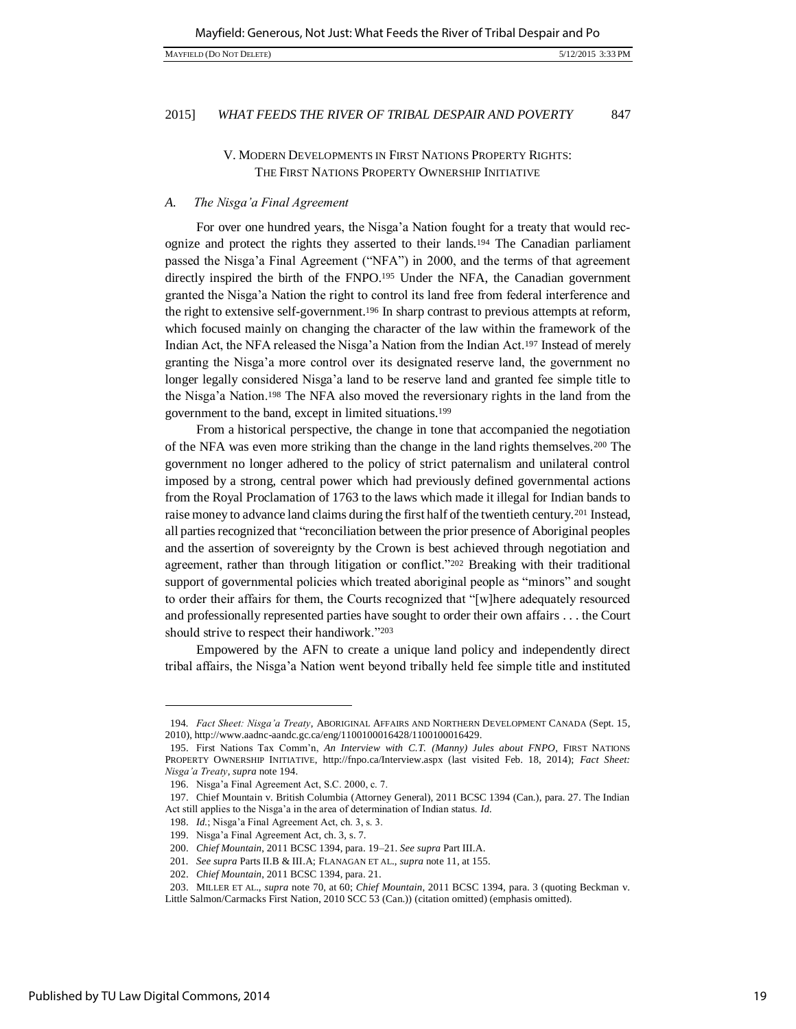## V. Modern Developments in First Nations Property Rights: The First Nations Property Ownership Initiative

### *A. The Nisga'a Final Agreement*

For over one hundred years, the Nisga'a Nation fought for a treaty that would recognize and protect the rights they asserted to their lands.[194] The Canadian parliament passed the Nisga'a Final Agreement ("NFA") in 2000, and the terms of that agreement directly inspired the birth of the FNPO.[195] Under the NFA, the Canadian government granted the Nisga'a Nation the right to control its land free from federal interference and the right to extensive self-government.[196] In sharp contrast to previous attempts at reform, which focused mainly on changing the character of the law within the framework of the Indian Act, the NFA released the Nisga'a Nation from the Indian Act.[197] Instead of merely granting the Nisga'a more control over its designated reserve land, the government no longer legally considered Nisga'a land to be reserve land and granted fee simple title to the Nisga'a Nation.[198] The NFA also moved the reversionary rights in the land from the government to the band, except in limited situations.[199]

From a historical perspective, the change in tone that accompanied the negotiation of the NFA was even more striking than the change in the land rights themselves.[200] The government no longer adhered to the policy of strict paternalism and unilateral control imposed by a strong, central power which had previously defined governmental actions from the Royal Proclamation of 1763 to the laws which made it illegal for Indian bands to raise money to advance land claims during the first half of the twentieth century.[201] Instead, all parties recognized that "reconciliation between the prior presence of Aboriginal peoples and the assertion of sovereignty by the Crown is best achieved through negotiation and agreement, rather than through litigation or conflict."[202] Breaking with their traditional support of governmental policies which treated aboriginal people as "minors" and sought to order their affairs for them, the Courts recognized that "[w]here adequately resourced and professionally represented parties have sought to order their own affairs . . . the Court should strive to respect their handiwork."[203]

Empowered by the AFN to create a unique land policy and independently direct tribal affairs, the Nisga'a Nation went beyond tribally held fee simple title and instituted

---

194. *Fact Sheet: Nisga'a Treaty*, ABORIGINAL AFFAIRS AND NORTHERN DEVELOPMENT CANADA (Sept. 15, 2010), http://www.aadnc-aandc.gc.ca/eng/1100100016428/1100100016429.

195. First Nations Tax Comm'n, *An Interview with C.T. (Manny) Jules about FNPO*, FIRST NATIONS PROPERTY OWNERSHIP INITIATIVE, http://fnpo.ca/Interview.aspx (last visited Feb. 18, 2014); *Fact Sheet: Nisga'a Treaty*, *supra* note 194.

196. Nisga'a Final Agreement Act, S.C. 2000, c. 7.

197. Chief Mountain v. British Columbia (Attorney General), 2011 BCSC 1394 (Can.), para. 27. The Indian Act still applies to the Nisga'a in the area of determination of Indian status. *Id.*

198. *Id.*; Nisga'a Final Agreement Act, ch. 3, s. 3.

199. Nisga'a Final Agreement Act, ch. 3, s. 7.

200. *Chief Mountain*, 2011 BCSC 1394, para. 19–21. *See supra* Part III.A.

201. *See supra* Parts II.B & III.A; FLANAGAN ET AL., *supra* note 11, at 155.

202. *Chief Mountain*, 2011 BCSC 1394, para. 21.

203. MILLER ET AL., *supra* note 70, at 60; *Chief Mountain*, 2011 BCSC 1394, para. 3 (quoting Beckman v. Little Salmon/Carmacks First Nation, 2010 SCC 53 (Can.)) (citation omitted) (emphasis omitted).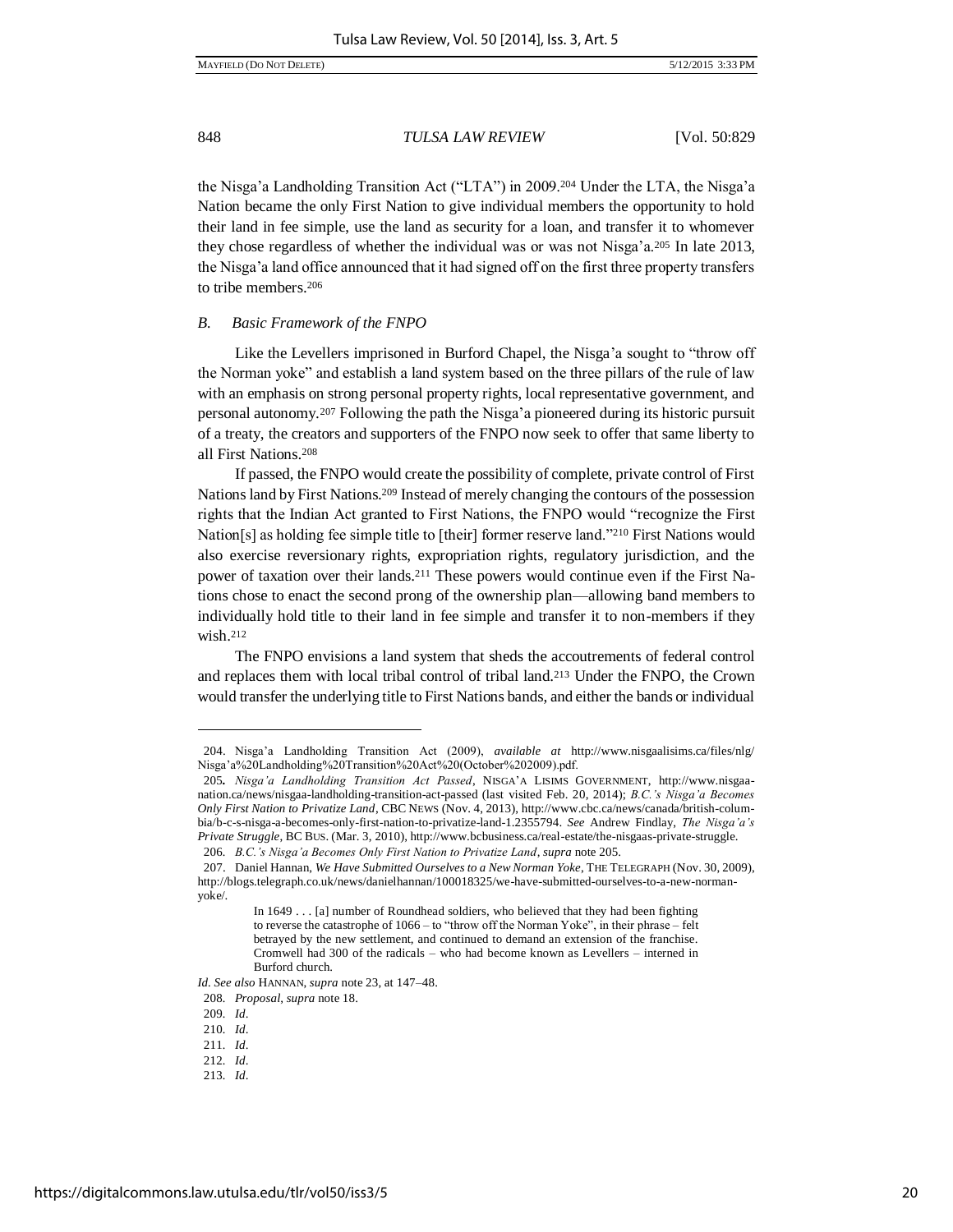the Nisga'a Landholding Transition Act ("LTA") in 2009.[204] Under the LTA, the Nisga'a Nation became the only First Nation to give individual members the opportunity to hold their land in fee simple, use the land as security for a loan, and transfer it to whomever they chose regardless of whether the individual was or was not Nisga'a.[205] In late 2013, the Nisga'a land office announced that it had signed off on the first three property transfers to tribe members.[206]

### *B. Basic Framework of the FNPO*

Like the Levellers imprisoned in Burford Chapel, the Nisga'a sought to "throw off the Norman yoke" and establish a land system based on the three pillars of the rule of law with an emphasis on strong personal property rights, local representative government, and personal autonomy.[207] Following the path the Nisga'a pioneered during its historic pursuit of a treaty, the creators and supporters of the FNPO now seek to offer that same liberty to all First Nations.[208]

If passed, the FNPO would create the possibility of complete, private control of First Nations land by First Nations.[209] Instead of merely changing the contours of the possession rights that the Indian Act granted to First Nations, the FNPO would "recognize the First Nation[s] as holding fee simple title to [their] former reserve land."[210] First Nations would also exercise reversionary rights, expropriation rights, regulatory jurisdiction, and the power of taxation over their lands.[211] These powers would continue even if the First Nations chose to enact the second prong of the ownership plan—allowing band members to individually hold title to their land in fee simple and transfer it to non-members if they wish.[212]

The FNPO envisions a land system that sheds the accoutrements of federal control and replaces them with local tribal control of tribal land.[213] Under the FNPO, the Crown would transfer the underlying title to First Nations bands, and either the bands or individual

---

204. Nisga'a Landholding Transition Act (2009), *available at* http://www.nisgaalisims.ca/files/nlg/Nisga'a%20Landholding%20Transition%20Act%20(October%202009).pdf.

205. *Nisga'a Landholding Transition Act Passed*, NISGA'A LISIMS GOVERNMENT, http://www.nisgaanation.ca/news/nisgaa-landholding-transition-act-passed (last visited Feb. 20, 2014); *B.C.'s Nisga'a Becomes Only First Nation to Privatize Land*, CBC NEWS (Nov. 4, 2013), http://www.cbc.ca/news/canada/british-columbia/b-c-s-nisga-a-becomes-only-first-nation-to-privatize-land-1.2355794. *See* Andrew Findlay, *The Nisga'a's Private Struggle*, BC BUS. (Mar. 3, 2010), http://www.bcbusiness.ca/real-estate/the-nisgaas-private-struggle.

206. *B.C.'s Nisga'a Becomes Only First Nation to Privatize Land*, *supra* note 205.

207. Daniel Hannan, *We Have Submitted Ourselves to a New Norman Yoke*, THE TELEGRAPH (Nov. 30, 2009), http://blogs.telegraph.co.uk/news/danielhannan/100018325/we-have-submitted-ourselves-to-a-new-norman-yoke/.

> In 1649 . . . [a] number of Roundhead soldiers, who believed that they had been fighting to reverse the catastrophe of 1066 – to "throw off the Norman Yoke", in their phrase – felt betrayed by the new settlement, and continued to demand an extension of the franchise. Cromwell had 300 of the radicals – who had become known as Levellers – interned in Burford church.

*Id. See also* HANNAN, *supra* note 23, at 147–48.

208. *Proposal*, *supra* note 18.

209. *Id*.

210. *Id*.

211. *Id*.

212. *Id*.

213. *Id*.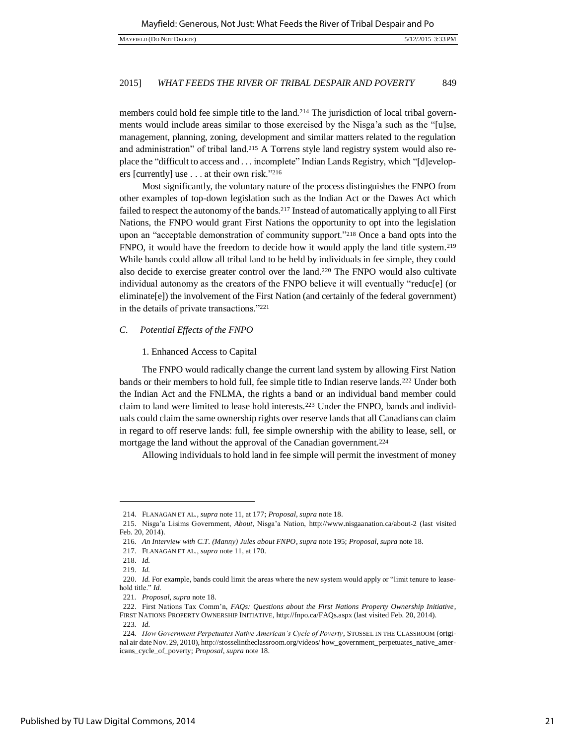members could hold fee simple title to the land.[214] The jurisdiction of local tribal governments would include areas similar to those exercised by the Nisga'a such as the "[u]se, management, planning, zoning, development and similar matters related to the regulation and administration" of tribal land.[215] A Torrens style land registry system would also replace the "difficult to access and . . . incomplete" Indian Lands Registry, which "[d]evelopers [currently] use . . . at their own risk."[216]

Most significantly, the voluntary nature of the process distinguishes the FNPO from other examples of top-down legislation such as the Indian Act or the Dawes Act which failed to respect the autonomy of the bands.[217] Instead of automatically applying to all First Nations, the FNPO would grant First Nations the opportunity to opt into the legislation upon an "acceptable demonstration of community support."[218] Once a band opts into the FNPO, it would have the freedom to decide how it would apply the land title system.[219] While bands could allow all tribal land to be held by individuals in fee simple, they could also decide to exercise greater control over the land.[220] The FNPO would also cultivate individual autonomy as the creators of the FNPO believe it will eventually "reduc[e] (or eliminate[e]) the involvement of the First Nation (and certainly of the federal government) in the details of private transactions."[221]

### *C. Potential Effects of the FNPO*

#### 1. Enhanced Access to Capital

The FNPO would radically change the current land system by allowing First Nation bands or their members to hold full, fee simple title to Indian reserve lands.[222] Under both the Indian Act and the FNLMA, the rights a band or an individual band member could claim to land were limited to lease hold interests.[223] Under the FNPO, bands and individuals could claim the same ownership rights over reserve lands that all Canadians can claim in regard to off reserve lands: full, fee simple ownership with the ability to lease, sell, or mortgage the land without the approval of the Canadian government.[224]

Allowing individuals to hold land in fee simple will permit the investment of money

---

214. FLANAGAN ET AL., *supra* note 11, at 177; *Proposal*, *supra* note 18.

215. Nisga'a Lisims Government, *About*, Nisga'a Nation, http://www.nisgaanation.ca/about-2 (last visited Feb. 20, 2014).

216. *An Interview with C.T. (Manny) Jules about FNPO*, *supra* note 195; *Proposal*, *supra* note 18.

217. FLANAGAN ET AL., *supra* note 11, at 170.

218. *Id.*

219. *Id.*

220. *Id.* For example, bands could limit the areas where the new system would apply or "limit tenure to leasehold title." *Id.*

221. *Proposal*, *supra* note 18.

222. First Nations Tax Comm'n, *FAQs: Questions about the First Nations Property Ownership Initiative*, FIRST NATIONS PROPERTY OWNERSHIP INITIATIVE, http://fnpo.ca/FAQs.aspx (last visited Feb. 20, 2014).

223. *Id.*

224. *How Government Perpetuates Native American's Cycle of Poverty*, STOSSEL IN THE CLASSROOM (original air date Nov. 29, 2010), http://stosselintheclassroom.org/videos/ how_government_perpetuates_native_americans_cycle_of_poverty; *Proposal*, *supra* note 18.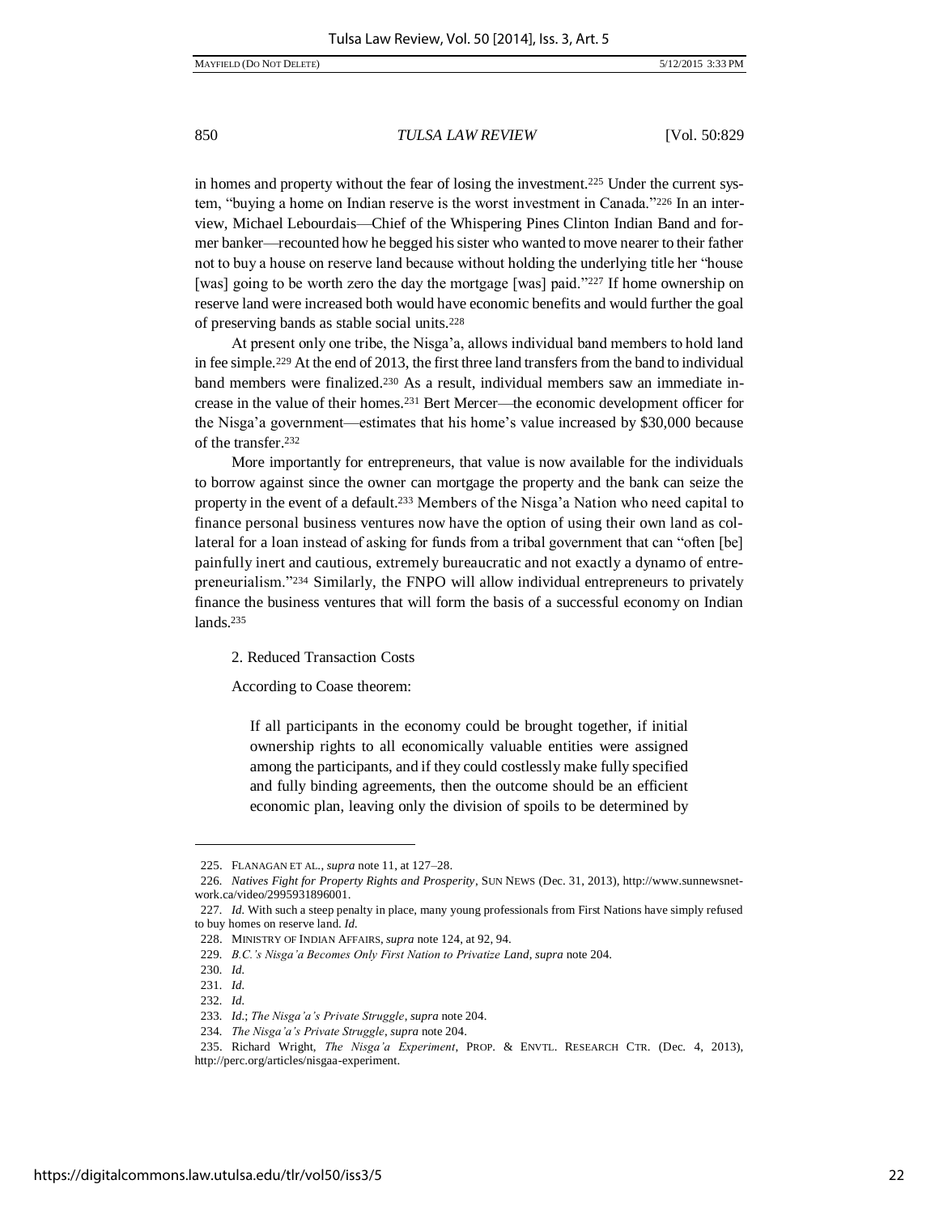in homes and property without the fear of losing the investment.[225] Under the current system, "buying a home on Indian reserve is the worst investment in Canada."[226] In an interview, Michael Lebourdais—Chief of the Whispering Pines Clinton Indian Band and former banker—recounted how he begged his sister who wanted to move nearer to their father not to buy a house on reserve land because without holding the underlying title her "house [was] going to be worth zero the day the mortgage [was] paid."[227] If home ownership on reserve land were increased both would have economic benefits and would further the goal of preserving bands as stable social units.[228]

At present only one tribe, the Nisga'a, allows individual band members to hold land in fee simple.[229] At the end of 2013, the first three land transfers from the band to individual band members were finalized.[230] As a result, individual members saw an immediate increase in the value of their homes.[231] Bert Mercer—the economic development officer for the Nisga'a government—estimates that his home's value increased by $30,000 because of the transfer.[232]

More importantly for entrepreneurs, that value is now available for the individuals to borrow against since the owner can mortgage the property and the bank can seize the property in the event of a default.[233] Members of the Nisga'a Nation who need capital to finance personal business ventures now have the option of using their own land as collateral for a loan instead of asking for funds from a tribal government that can "often [be] painfully inert and cautious, extremely bureaucratic and not exactly a dynamo of entrepreneurialism."[234] Similarly, the FNPO will allow individual entrepreneurs to privately finance the business ventures that will form the basis of a successful economy on Indian lands.[235]

2. Reduced Transaction Costs

According to Coase theorem:

> If all participants in the economy could be brought together, if initial ownership rights to all economically valuable entities were assigned among the participants, and if they could costlessly make fully specified and fully binding agreements, then the outcome should be an efficient economic plan, leaving only the division of spoils to be determined by

---

225. FLANAGAN ET AL., *supra* note 11, at 127–28.

226. *Natives Fight for Property Rights and Prosperity*, SUN NEWS (Dec. 31, 2013), http://www.sunnewsnetwork.ca/video/2995931896001.

227. *Id.* With such a steep penalty in place, many young professionals from First Nations have simply refused to buy homes on reserve land. *Id.*

228. MINISTRY OF INDIAN AFFAIRS, *supra* note 124, at 92, 94.

229. *B.C.'s Nisga'a Becomes Only First Nation to Privatize Land*, *supra* note 204.

230. *Id.*

231. *Id.*

232. *Id.*

233. *Id.*; *The Nisga'a's Private Struggle*, *supra* note 204.

234. *The Nisga'a's Private Struggle*, *supra* note 204.

235. Richard Wright, *The Nisga'a Experiment*, PROP. & ENVTL. RESEARCH CTR. (Dec. 4, 2013), http://perc.org/articles/nisgaa-experiment.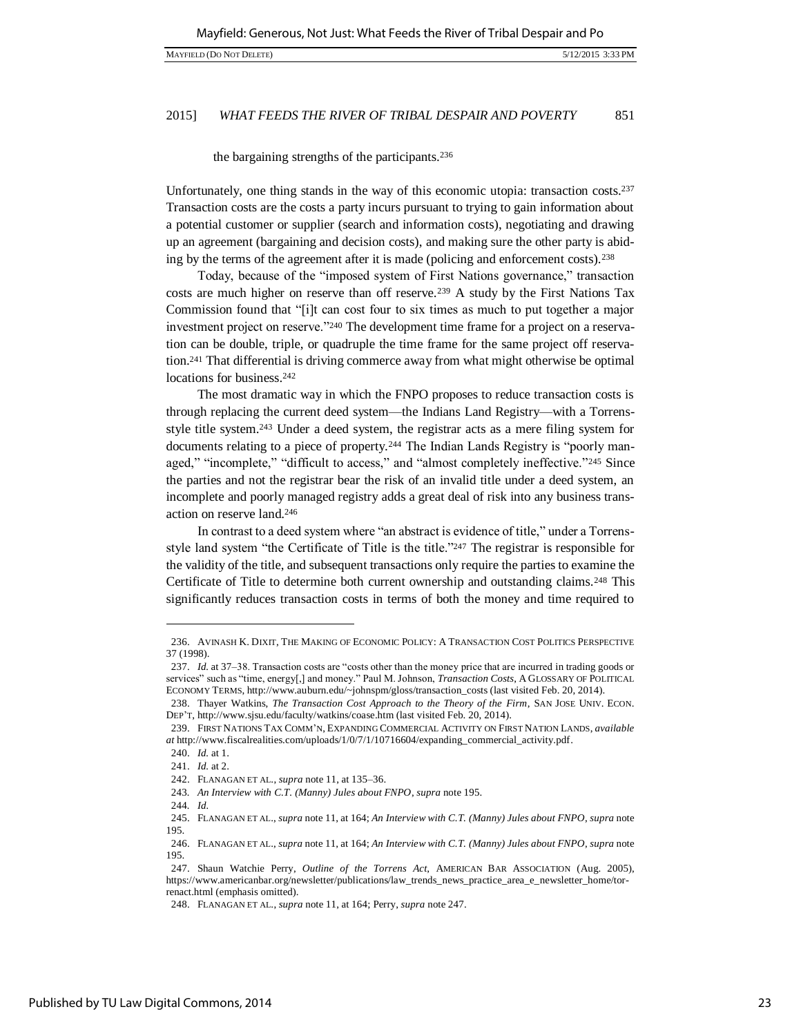the bargaining strengths of the participants.[236]

Unfortunately, one thing stands in the way of this economic utopia: transaction costs.[237] Transaction costs are the costs a party incurs pursuant to trying to gain information about a potential customer or supplier (search and information costs), negotiating and drawing up an agreement (bargaining and decision costs), and making sure the other party is abiding by the terms of the agreement after it is made (policing and enforcement costs).[238]

Today, because of the "imposed system of First Nations governance," transaction costs are much higher on reserve than off reserve.[239] A study by the First Nations Tax Commission found that "[i]t can cost four to six times as much to put together a major investment project on reserve."[240] The development time frame for a project on a reservation can be double, triple, or quadruple the time frame for the same project off reservation.[241] That differential is driving commerce away from what might otherwise be optimal locations for business.[242]

The most dramatic way in which the FNPO proposes to reduce transaction costs is through replacing the current deed system—the Indians Land Registry—with a Torrens-style title system.[243] Under a deed system, the registrar acts as a mere filing system for documents relating to a piece of property.[244] The Indian Lands Registry is "poorly managed," "incomplete," "difficult to access," and "almost completely ineffective."[245] Since the parties and not the registrar bear the risk of an invalid title under a deed system, an incomplete and poorly managed registry adds a great deal of risk into any business transaction on reserve land.[246]

In contrast to a deed system where "an abstract is evidence of title," under a Torrens-style land system "the Certificate of Title is the title."[247] The registrar is responsible for the validity of the title, and subsequent transactions only require the parties to examine the Certificate of Title to determine both current ownership and outstanding claims.[248] This significantly reduces transaction costs in terms of both the money and time required to

---

236. AVINASH K. DIXIT, THE MAKING OF ECONOMIC POLICY: A TRANSACTION COST POLITICS PERSPECTIVE 37 (1998).

237. *Id.* at 37–38. Transaction costs are "costs other than the money price that are incurred in trading goods or services" such as "time, energy[,] and money." Paul M. Johnson, *Transaction Costs*, A GLOSSARY OF POLITICAL ECONOMY TERMS, http://www.auburn.edu/~johnspm/gloss/transaction_costs (last visited Feb. 20, 2014).

238. Thayer Watkins, *The Transaction Cost Approach to the Theory of the Firm*, SAN JOSE UNIV. ECON. DEP'T, http://www.sjsu.edu/faculty/watkins/coase.htm (last visited Feb. 20, 2014).

239. FIRST NATIONS TAX COMM'N, EXPANDING COMMERCIAL ACTIVITY ON FIRST NATION LANDS, *available at* http://www.fiscalrealities.com/uploads/1/0/7/1/10716604/expanding_commercial_activity.pdf.

240. *Id.* at 1.

241. *Id.* at 2.

242. FLANAGAN ET AL., *supra* note 11, at 135–36.

243. *An Interview with C.T. (Manny) Jules about FNPO*, *supra* note 195.

244. *Id.*

245. FLANAGAN ET AL., *supra* note 11, at 164; *An Interview with C.T. (Manny) Jules about FNPO*, *supra* note 195.

246. FLANAGAN ET AL., *supra* note 11, at 164; *An Interview with C.T. (Manny) Jules about FNPO*, *supra* note 195.

247. Shaun Watchie Perry, *Outline of the Torrens Act*, AMERICAN BAR ASSOCIATION (Aug. 2005), https://www.americanbar.org/newsletter/publications/law_trends_news_practice_area_e_newsletter_home/torrenact.html (emphasis omitted).

248. FLANAGAN ET AL., *supra* note 11, at 164; Perry, *supra* note 247.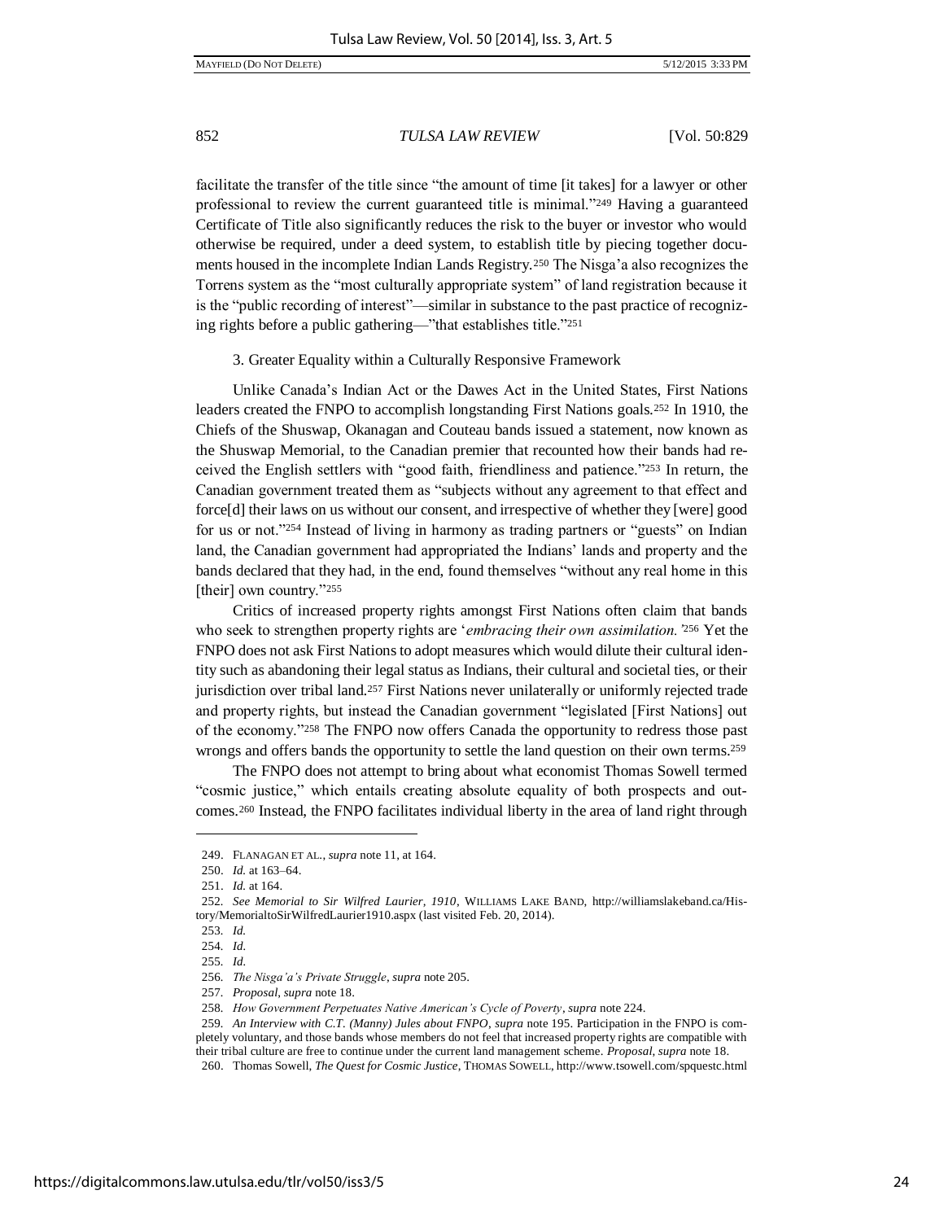facilitate the transfer of the title since "the amount of time [it takes] for a lawyer or other professional to review the current guaranteed title is minimal."[249] Having a guaranteed Certificate of Title also significantly reduces the risk to the buyer or investor who would otherwise be required, under a deed system, to establish title by piecing together documents housed in the incomplete Indian Lands Registry.[250] The Nisga'a also recognizes the Torrens system as the "most culturally appropriate system" of land registration because it is the "public recording of interest"—similar in substance to the past practice of recognizing rights before a public gathering—"that establishes title."[251]

3. Greater Equality within a Culturally Responsive Framework

Unlike Canada's Indian Act or the Dawes Act in the United States, First Nations leaders created the FNPO to accomplish longstanding First Nations goals.[252] In 1910, the Chiefs of the Shuswap, Okanagan and Couteau bands issued a statement, now known as the Shuswap Memorial, to the Canadian premier that recounted how their bands had received the English settlers with "good faith, friendliness and patience."[253] In return, the Canadian government treated them as "subjects without any agreement to that effect and force[d] their laws on us without our consent, and irrespective of whether they [were] good for us or not."[254] Instead of living in harmony as trading partners or "guests" on Indian land, the Canadian government had appropriated the Indians' lands and property and the bands declared that they had, in the end, found themselves "without any real home in this [their] own country."[255]

Critics of increased property rights amongst First Nations often claim that bands who seek to strengthen property rights are '*embracing their own assimilation.*'[256] Yet the FNPO does not ask First Nations to adopt measures which would dilute their cultural identity such as abandoning their legal status as Indians, their cultural and societal ties, or their jurisdiction over tribal land.[257] First Nations never unilaterally or uniformly rejected trade and property rights, but instead the Canadian government "legislated [First Nations] out of the economy."[258] The FNPO now offers Canada the opportunity to redress those past wrongs and offers bands the opportunity to settle the land question on their own terms.[259]

The FNPO does not attempt to bring about what economist Thomas Sowell termed "cosmic justice," which entails creating absolute equality of both prospects and outcomes.[260] Instead, the FNPO facilitates individual liberty in the area of land right through

---

249. FLANAGAN ET AL., *supra* note 11, at 164.

250. *Id.* at 163–64.

251. *Id.* at 164.

252. *See Memorial to Sir Wilfred Laurier, 1910*, WILLIAMS LAKE BAND, http://williamslakeband.ca/History/MemorialtoSirWilfredLaurier1910.aspx (last visited Feb. 20, 2014).

253. *Id.*

254. *Id.*

255. *Id.*

256. *The Nisga'a's Private Struggle*, *supra* note 205.

257. *Proposal*, *supra* note 18.

258. *How Government Perpetuates Native American's Cycle of Poverty*, *supra* note 224.

259. *An Interview with C.T. (Manny) Jules about FNPO*, *supra* note 195. Participation in the FNPO is completely voluntary, and those bands whose members do not feel that increased property rights are compatible with their tribal culture are free to continue under the current land management scheme. *Proposal*, *supra* note 18.

260. Thomas Sowell, *The Quest for Cosmic Justice*, THOMAS SOWELL, http://www.tsowell.com/spquestc.html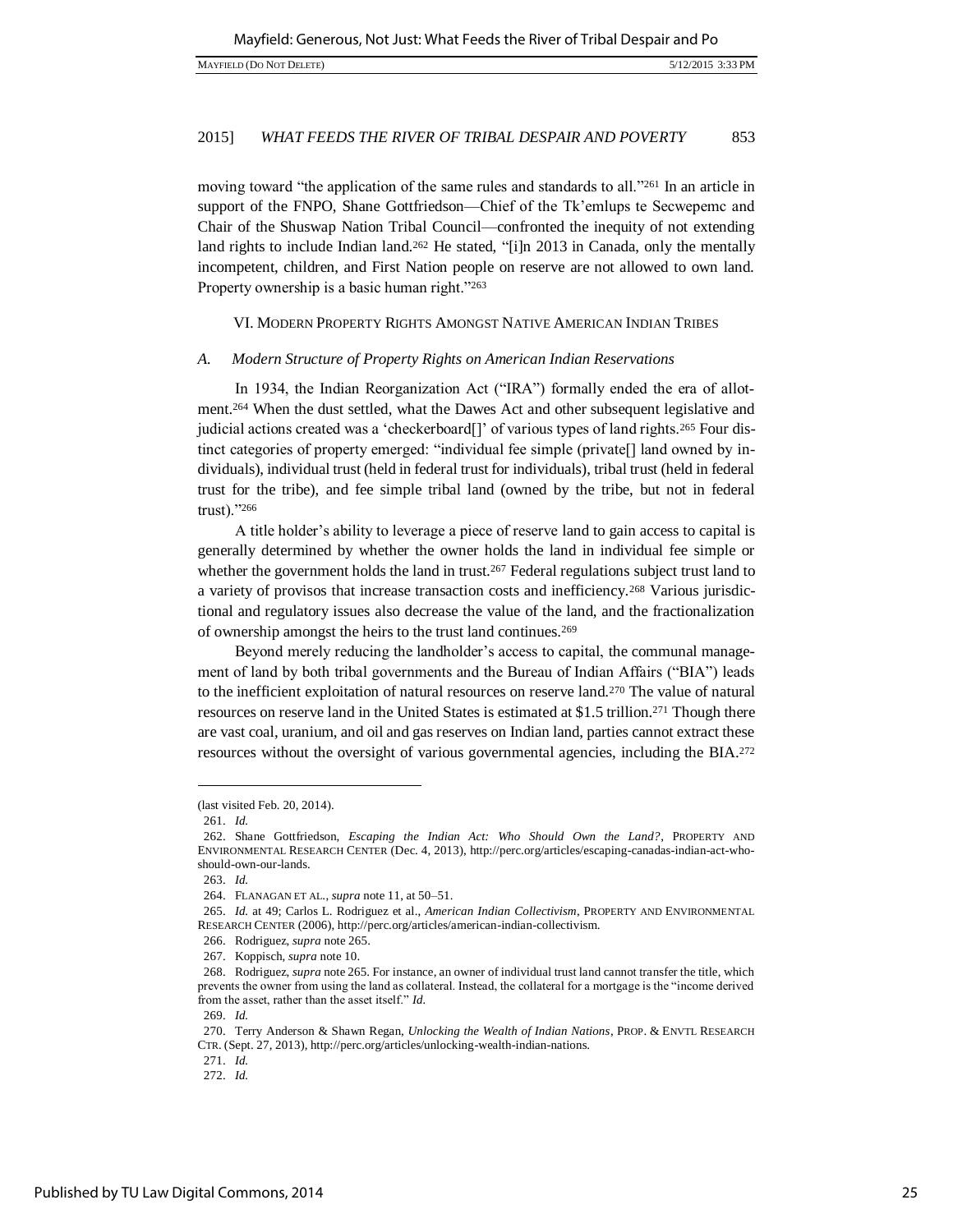moving toward "the application of the same rules and standards to all."[261] In an article in support of the FNPO, Shane Gottfriedson—Chief of the Tk'emlups te Secwepemc and Chair of the Shuswap Nation Tribal Council—confronted the inequity of not extending land rights to include Indian land.[262] He stated, "[i]n 2013 in Canada, only the mentally incompetent, children, and First Nation people on reserve are not allowed to own land. Property ownership is a basic human right."[263]

## VI. Modern Property Rights Amongst Native American Indian Tribes

### A. *Modern Structure of Property Rights on American Indian Reservations*

In 1934, the Indian Reorganization Act ("IRA") formally ended the era of allotment.[264] When the dust settled, what the Dawes Act and other subsequent legislative and judicial actions created was a 'checkerboard[]' of various types of land rights.[265] Four distinct categories of property emerged: "individual fee simple (private[] land owned by individuals), individual trust (held in federal trust for individuals), tribal trust (held in federal trust for the tribe), and fee simple tribal land (owned by the tribe, but not in federal trust)."[266]

A title holder's ability to leverage a piece of reserve land to gain access to capital is generally determined by whether the owner holds the land in individual fee simple or whether the government holds the land in trust.[267] Federal regulations subject trust land to a variety of provisos that increase transaction costs and inefficiency.[268] Various jurisdictional and regulatory issues also decrease the value of the land, and the fractionalization of ownership amongst the heirs to the trust land continues.[269]

Beyond merely reducing the landholder's access to capital, the communal management of land by both tribal governments and the Bureau of Indian Affairs ("BIA") leads to the inefficient exploitation of natural resources on reserve land.[270] The value of natural resources on reserve land in the United States is estimated at $1.5 trillion.[271] Though there are vast coal, uranium, and oil and gas reserves on Indian land, parties cannot extract these resources without the oversight of various governmental agencies, including the BIA.[272]

---

(last visited Feb. 20, 2014).

261. *Id.*

262. Shane Gottfriedson, *Escaping the Indian Act: Who Should Own the Land?*, PROPERTY AND ENVIRONMENTAL RESEARCH CENTER (Dec. 4, 2013), http://perc.org/articles/escaping-canadas-indian-act-who-should-own-our-lands.

263. *Id.*

264. FLANAGAN ET AL., *supra* note 11, at 50–51.

265. *Id.* at 49; Carlos L. Rodriguez et al., *American Indian Collectivism*, PROPERTY AND ENVIRONMENTAL RESEARCH CENTER (2006), http://perc.org/articles/american-indian-collectivism.

266. Rodriguez, *supra* note 265.

267. Koppisch, *supra* note 10.

268. Rodriguez, *supra* note 265. For instance, an owner of individual trust land cannot transfer the title, which prevents the owner from using the land as collateral. Instead, the collateral for a mortgage is the "income derived from the asset, rather than the asset itself." *Id.*

269. *Id.*

270. Terry Anderson & Shawn Regan, *Unlocking the Wealth of Indian Nations*, PROP. & ENVTL RESEARCH CTR. (Sept. 27, 2013), http://perc.org/articles/unlocking-wealth-indian-nations.

271. *Id.*

272. *Id.*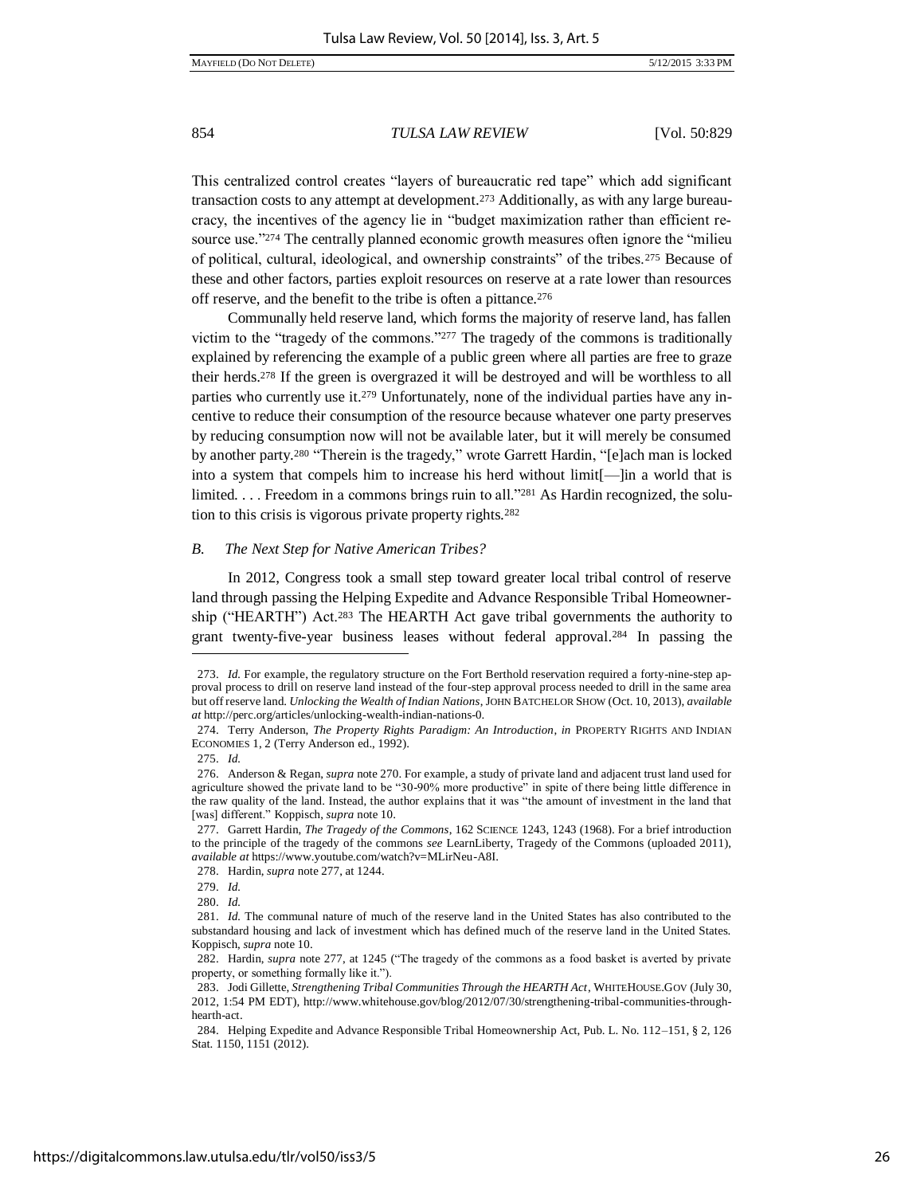This centralized control creates "layers of bureaucratic red tape" which add significant transaction costs to any attempt at development.[273] Additionally, as with any large bureaucracy, the incentives of the agency lie in "budget maximization rather than efficient resource use."[274] The centrally planned economic growth measures often ignore the "milieu of political, cultural, ideological, and ownership constraints" of the tribes.[275] Because of these and other factors, parties exploit resources on reserve at a rate lower than resources off reserve, and the benefit to the tribe is often a pittance.[276]

Communally held reserve land, which forms the majority of reserve land, has fallen victim to the "tragedy of the commons."[277] The tragedy of the commons is traditionally explained by referencing the example of a public green where all parties are free to graze their herds.[278] If the green is overgrazed it will be destroyed and will be worthless to all parties who currently use it.[279] Unfortunately, none of the individual parties have any incentive to reduce their consumption of the resource because whatever one party preserves by reducing consumption now will not be available later, but it will merely be consumed by another party.[280] "Therein is the tragedy," wrote Garrett Hardin, "[e]ach man is locked into a system that compels him to increase his herd without limit[—]in a world that is limited. . . . Freedom in a commons brings ruin to all."[281] As Hardin recognized, the solution to this crisis is vigorous private property rights.[282]

### *B. The Next Step for Native American Tribes?*

In 2012, Congress took a small step toward greater local tribal control of reserve land through passing the Helping Expedite and Advance Responsible Tribal Homeownership ("HEARTH") Act.[283] The HEARTH Act gave tribal governments the authority to grant twenty-five-year business leases without federal approval.[284] In passing the

---

273. *Id.* For example, the regulatory structure on the Fort Berthold reservation required a forty-nine-step approval process to drill on reserve land instead of the four-step approval process needed to drill in the same area but off reserve land. *Unlocking the Wealth of Indian Nations*, JOHN BATCHELOR SHOW (Oct. 10, 2013), *available at* http://perc.org/articles/unlocking-wealth-indian-nations-0.

274. Terry Anderson, *The Property Rights Paradigm: An Introduction*, *in* PROPERTY RIGHTS AND INDIAN ECONOMIES 1, 2 (Terry Anderson ed., 1992).

275. *Id.*

276. Anderson & Regan, *supra* note 270. For example, a study of private land and adjacent trust land used for agriculture showed the private land to be "30-90% more productive" in spite of there being little difference in the raw quality of the land. Instead, the author explains that it was "the amount of investment in the land that [was] different." Koppisch, *supra* note 10.

277. Garrett Hardin, *The Tragedy of the Commons*, 162 SCIENCE 1243, 1243 (1968). For a brief introduction to the principle of the tragedy of the commons *see* LearnLiberty, Tragedy of the Commons (uploaded 2011), *available at* https://www.youtube.com/watch?v=MLirNeu-A8I.

278. Hardin, *supra* note 277, at 1244.

279. *Id.*

280. *Id.*

281. *Id.* The communal nature of much of the reserve land in the United States has also contributed to the substandard housing and lack of investment which has defined much of the reserve land in the United States. Koppisch, *supra* note 10.

282. Hardin, *supra* note 277, at 1245 ("The tragedy of the commons as a food basket is averted by private property, or something formally like it.").

283. Jodi Gillette, *Strengthening Tribal Communities Through the HEARTH Act*, WHITEHOUSE.GOV (July 30, 2012, 1:54 PM EDT), http://www.whitehouse.gov/blog/2012/07/30/strengthening-tribal-communities-through-hearth-act.

284. Helping Expedite and Advance Responsible Tribal Homeownership Act, Pub. L. No. 112–151, § 2, 126 Stat. 1150, 1151 (2012).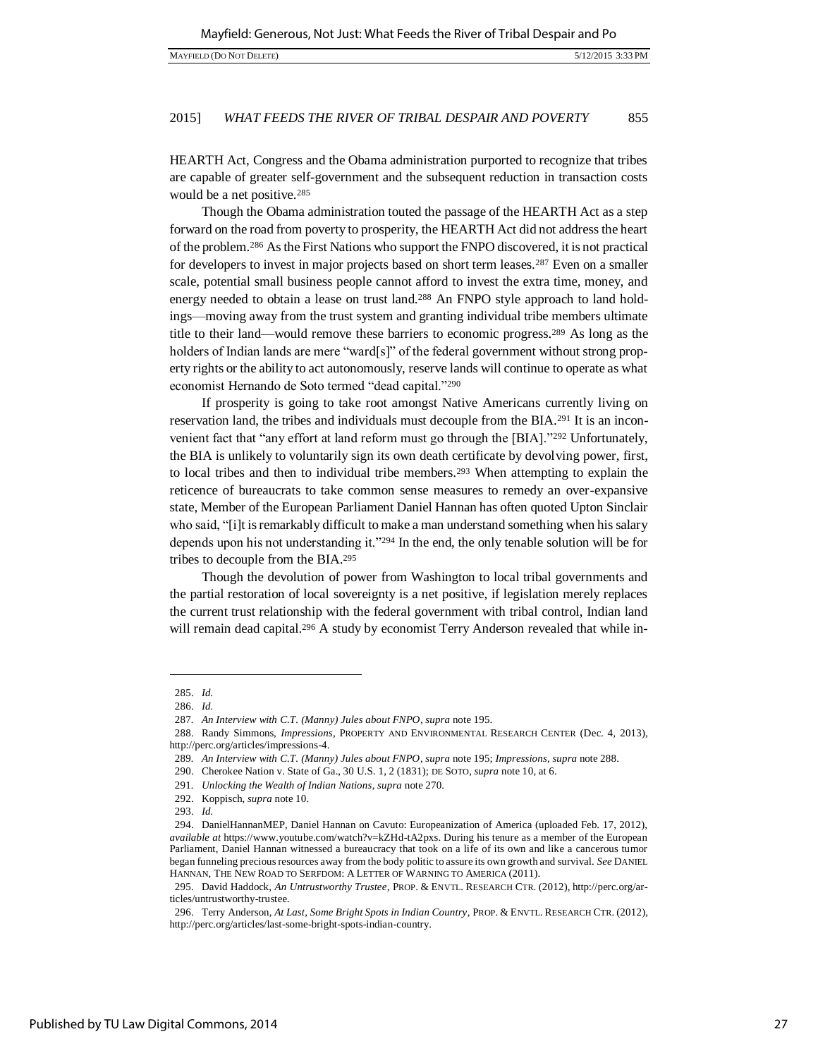HEARTH Act, Congress and the Obama administration purported to recognize that tribes are capable of greater self-government and the subsequent reduction in transaction costs would be a net positive.[285]

Though the Obama administration touted the passage of the HEARTH Act as a step forward on the road from poverty to prosperity, the HEARTH Act did not address the heart of the problem.[286] As the First Nations who support the FNPO discovered, it is not practical for developers to invest in major projects based on short term leases.[287] Even on a smaller scale, potential small business people cannot afford to invest the extra time, money, and energy needed to obtain a lease on trust land.[288] An FNPO style approach to land holdings—moving away from the trust system and granting individual tribe members ultimate title to their land—would remove these barriers to economic progress.[289] As long as the holders of Indian lands are mere "ward[s]" of the federal government without strong property rights or the ability to act autonomously, reserve lands will continue to operate as what economist Hernando de Soto termed "dead capital."[290]

If prosperity is going to take root amongst Native Americans currently living on reservation land, the tribes and individuals must decouple from the BIA.[291] It is an inconvenient fact that "any effort at land reform must go through the [BIA]."[292] Unfortunately, the BIA is unlikely to voluntarily sign its own death certificate by devolving power, first, to local tribes and then to individual tribe members.[293] When attempting to explain the reticence of bureaucrats to take common sense measures to remedy an over-expansive state, Member of the European Parliament Daniel Hannan has often quoted Upton Sinclair who said, "[i]t is remarkably difficult to make a man understand something when his salary depends upon his not understanding it."[294] In the end, the only tenable solution will be for tribes to decouple from the BIA.[295]

Though the devolution of power from Washington to local tribal governments and the partial restoration of local sovereignty is a net positive, if legislation merely replaces the current trust relationship with the federal government with tribal control, Indian land will remain dead capital.[296] A study by economist Terry Anderson revealed that while in-

---

285. *Id.*

286. *Id.*

287. *An Interview with C.T. (Manny) Jules about FNPO*, *supra* note 195.

288. Randy Simmons, *Impressions*, PROPERTY AND ENVIRONMENTAL RESEARCH CENTER (Dec. 4, 2013), http://perc.org/articles/impressions-4.

289. *An Interview with C.T. (Manny) Jules about FNPO*, *supra* note 195; *Impressions*, *supra* note 288.

290. Cherokee Nation v. State of Ga., 30 U.S. 1, 2 (1831); DE SOTO, *supra* note 10, at 6.

291. *Unlocking the Wealth of Indian Nations*, *supra* note 270.

292. Koppisch, *supra* note 10.

293. *Id.*

294. DanielHannanMEP, Daniel Hannan on Cavuto: Europeanization of America (uploaded Feb. 17, 2012), *available at* https://www.youtube.com/watch?v=kZHd-tA2pxs. During his tenure as a member of the European Parliament, Daniel Hannan witnessed a bureaucracy that took on a life of its own and like a cancerous tumor began funneling precious resources away from the body politic to assure its own growth and survival. *See* DANIEL HANNAN, THE NEW ROAD TO SERFDOM: A LETTER OF WARNING TO AMERICA (2011).

295. David Haddock, *An Untrustworthy Trustee*, PROP. & ENVTL. RESEARCH CTR. (2012), http://perc.org/articles/untrustworthy-trustee.

296. Terry Anderson, *At Last, Some Bright Spots in Indian Country*, PROP. & ENVTL. RESEARCH CTR. (2012), http://perc.org/articles/last-some-bright-spots-indian-country.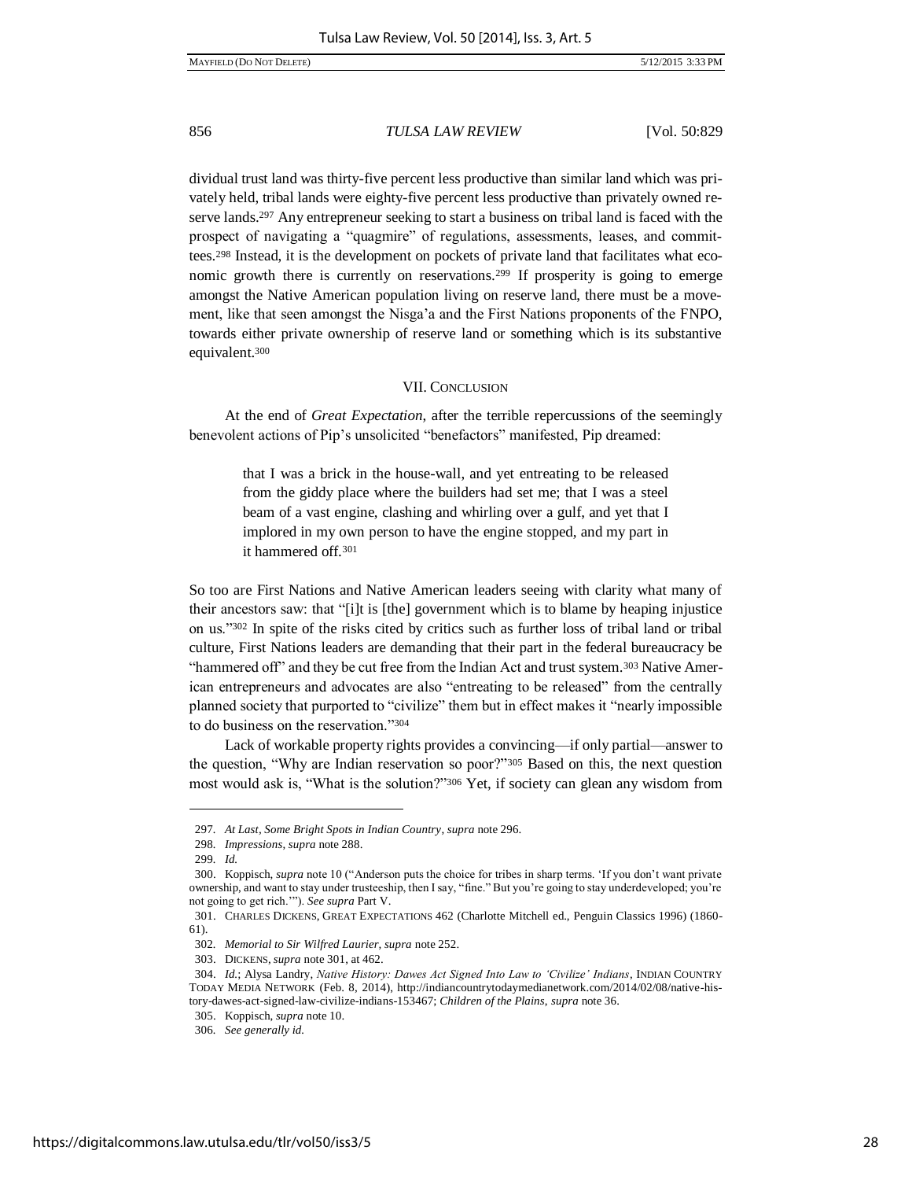dividual trust land was thirty-five percent less productive than similar land which was privately held, tribal lands were eighty-five percent less productive than privately owned reserve lands.[297] Any entrepreneur seeking to start a business on tribal land is faced with the prospect of navigating a "quagmire" of regulations, assessments, leases, and committees.[298] Instead, it is the development on pockets of private land that facilitates what economic growth there is currently on reservations.[299] If prosperity is going to emerge amongst the Native American population living on reserve land, there must be a movement, like that seen amongst the Nisga'a and the First Nations proponents of the FNPO, towards either private ownership of reserve land or something which is its substantive equivalent.[300]

## VII. Conclusion

At the end of *Great Expectation*, after the terrible repercussions of the seemingly benevolent actions of Pip's unsolicited "benefactors" manifested, Pip dreamed:

> that I was a brick in the house-wall, and yet entreating to be released from the giddy place where the builders had set me; that I was a steel beam of a vast engine, clashing and whirling over a gulf, and yet that I implored in my own person to have the engine stopped, and my part in it hammered off.[301]

So too are First Nations and Native American leaders seeing with clarity what many of their ancestors saw: that "[i]t is [the] government which is to blame by heaping injustice on us."[302] In spite of the risks cited by critics such as further loss of tribal land or tribal culture, First Nations leaders are demanding that their part in the federal bureaucracy be "hammered off" and they be cut free from the Indian Act and trust system.[303] Native American entrepreneurs and advocates are also "entreating to be released" from the centrally planned society that purported to "civilize" them but in effect makes it "nearly impossible to do business on the reservation."[304]

Lack of workable property rights provides a convincing—if only partial—answer to the question, "Why are Indian reservation so poor?"[305] Based on this, the next question most would ask is, "What is the solution?"[306] Yet, if society can glean any wisdom from

---

297. *At Last, Some Bright Spots in Indian Country*, *supra* note 296.

298. *Impressions*, *supra* note 288.

299. *Id.*

300. Koppisch, *supra* note 10 ("Anderson puts the choice for tribes in sharp terms. 'If you don't want private ownership, and want to stay under trusteeship, then I say, "fine." But you're going to stay underdeveloped; you're not going to get rich.'"). *See supra* Part V.

301. Charles Dickens, Great Expectations 462 (Charlotte Mitchell ed., Penguin Classics 1996) (1860-61).

302. *Memorial to Sir Wilfred Laurier*, *supra* note 252.

303. Dickens, *supra* note 301, at 462.

304. *Id.*; Alysa Landry, *Native History: Dawes Act Signed Into Law to 'Civilize' Indians*, Indian Country Today Media Network (Feb. 8, 2014), http://indiancountrytodaymedianetwork.com/2014/02/08/native-history-dawes-act-signed-law-civilize-indians-153467; *Children of the Plains*, *supra* note 36.

305. Koppisch, *supra* note 10.

306. *See generally id.*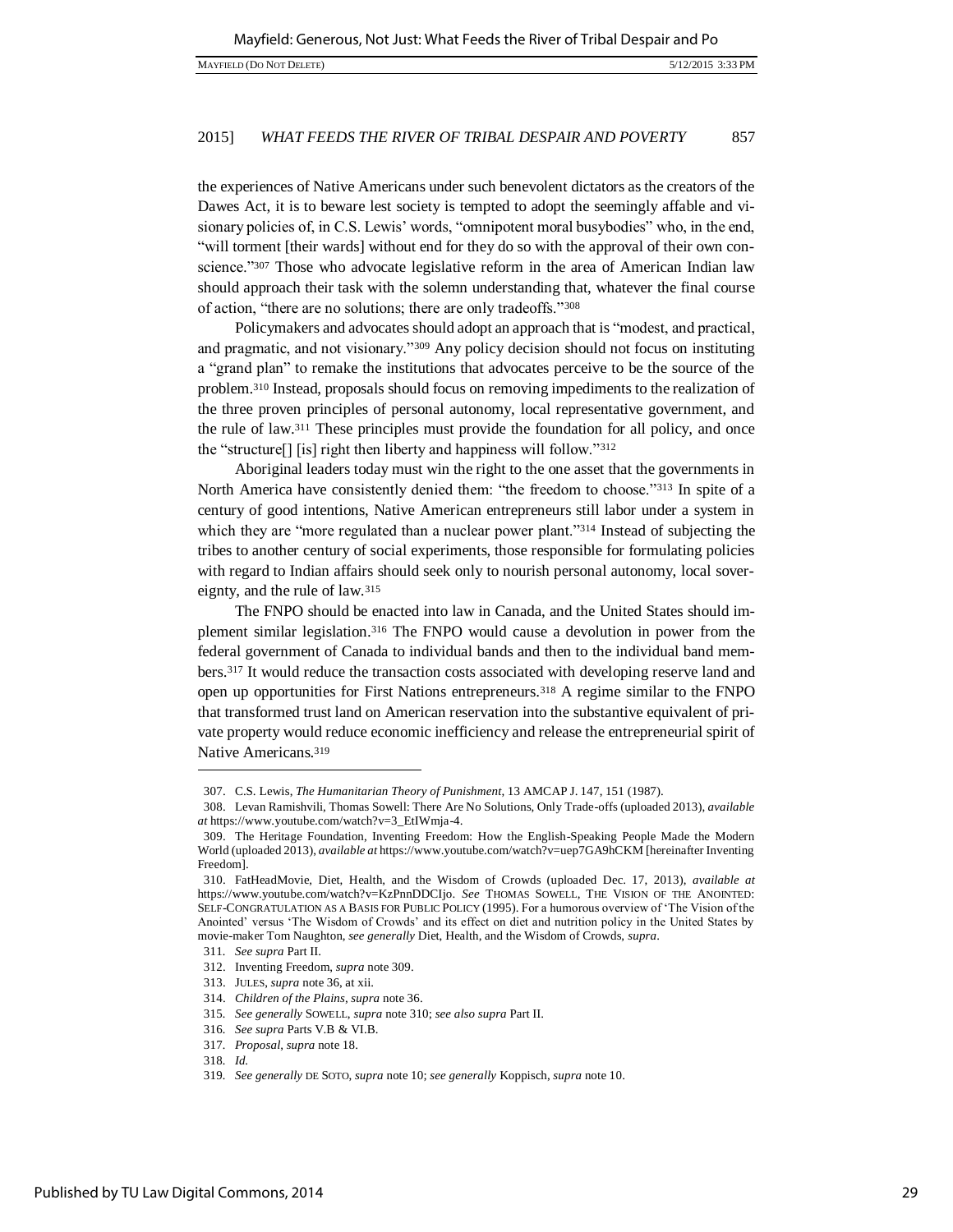the experiences of Native Americans under such benevolent dictators as the creators of the Dawes Act, it is to beware lest society is tempted to adopt the seemingly affable and visionary policies of, in C.S. Lewis' words, "omnipotent moral busybodies" who, in the end, "will torment [their wards] without end for they do so with the approval of their own conscience."[307] Those who advocate legislative reform in the area of American Indian law should approach their task with the solemn understanding that, whatever the final course of action, "there are no solutions; there are only tradeoffs."[308]

Policymakers and advocates should adopt an approach that is "modest, and practical, and pragmatic, and not visionary."[309] Any policy decision should not focus on instituting a "grand plan" to remake the institutions that advocates perceive to be the source of the problem.[310] Instead, proposals should focus on removing impediments to the realization of the three proven principles of personal autonomy, local representative government, and the rule of law.[311] These principles must provide the foundation for all policy, and once the "structure[] [is] right then liberty and happiness will follow."[312]

Aboriginal leaders today must win the right to the one asset that the governments in North America have consistently denied them: "the freedom to choose."[313] In spite of a century of good intentions, Native American entrepreneurs still labor under a system in which they are "more regulated than a nuclear power plant."[314] Instead of subjecting the tribes to another century of social experiments, those responsible for formulating policies with regard to Indian affairs should seek only to nourish personal autonomy, local sovereignty, and the rule of law.[315]

The FNPO should be enacted into law in Canada, and the United States should implement similar legislation.[316] The FNPO would cause a devolution in power from the federal government of Canada to individual bands and then to the individual band members.[317] It would reduce the transaction costs associated with developing reserve land and open up opportunities for First Nations entrepreneurs.[318] A regime similar to the FNPO that transformed trust land on American reservation into the substantive equivalent of private property would reduce economic inefficiency and release the entrepreneurial spirit of Native Americans.[319]

---

307. C.S. Lewis, *The Humanitarian Theory of Punishment*, 13 AMCAP J. 147, 151 (1987).

308. Levan Ramishvili, Thomas Sowell: There Are No Solutions, Only Trade-offs (uploaded 2013), *available at* https://www.youtube.com/watch?v=3_EtIWmja-4.

309. The Heritage Foundation, Inventing Freedom: How the English-Speaking People Made the Modern World (uploaded 2013), *available at* https://www.youtube.com/watch?v=uep7GA9hCKM [hereinafter Inventing Freedom].

310. FatHeadMovie, Diet, Health, and the Wisdom of Crowds (uploaded Dec. 17, 2013), *available at* https://www.youtube.com/watch?v=KzPnnDDCIjo. *See* THOMAS SOWELL, THE VISION OF THE ANOINTED: SELF-CONGRATULATION AS A BASIS FOR PUBLIC POLICY (1995). For a humorous overview of 'The Vision of the Anointed' versus 'The Wisdom of Crowds' and its effect on diet and nutrition policy in the United States by movie-maker Tom Naughton, *see generally* Diet, Health, and the Wisdom of Crowds, *supra*.

311. *See supra* Part II.

312. Inventing Freedom, *supra* note 309.

313. JULES, *supra* note 36, at xii.

314. *Children of the Plains*, *supra* note 36.

315. *See generally* SOWELL, *supra* note 310; *see also supra* Part II.

316. *See supra* Parts V.B & VI.B.

317. *Proposal*, *supra* note 18.

318. *Id.*

319. *See generally* DE SOTO, *supra* note 10; *see generally* Koppisch, *supra* note 10.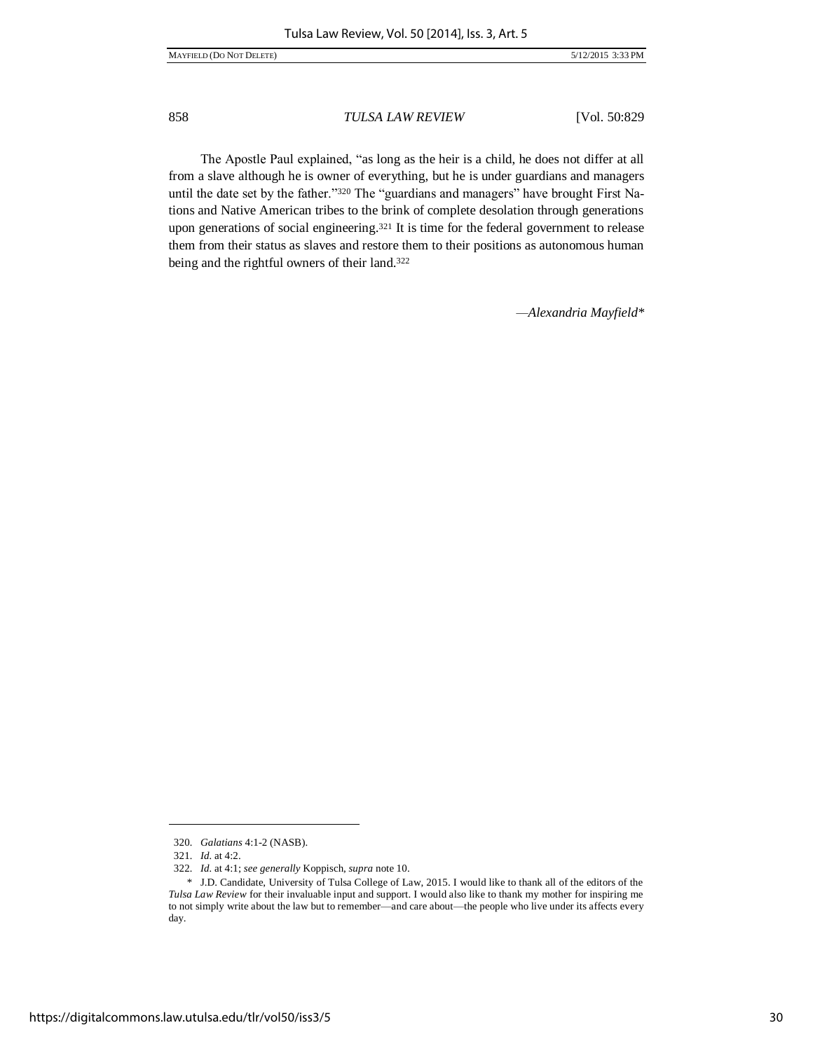The Apostle Paul explained, "as long as the heir is a child, he does not differ at all from a slave although he is owner of everything, but he is under guardians and managers until the date set by the father."[320] The "guardians and managers" have brought First Nations and Native American tribes to the brink of complete desolation through generations upon generations of social engineering.[321] It is time for the federal government to release them from their status as slaves and restore them to their positions as autonomous human being and the rightful owners of their land.[322]

*—Alexandria Mayfield\**

---

320. *Galatians* 4:1-2 (NASB).

321. *Id.* at 4:2.

322. *Id.* at 4:1; *see generally* Koppisch, *supra* note 10.

\* J.D. Candidate, University of Tulsa College of Law, 2015. I would like to thank all of the editors of the *Tulsa Law Review* for their invaluable input and support. I would also like to thank my mother for inspiring me to not simply write about the law but to remember—and care about—the people who live under its affects every day.